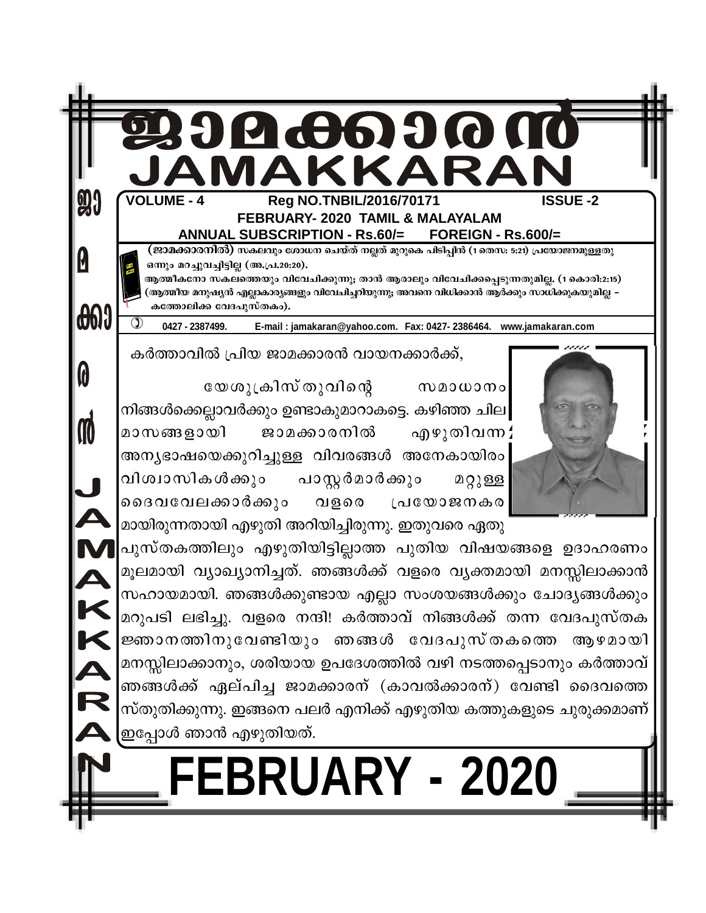# ജാമക്കാരൻ
# JAMAKKARAN

**VOLUME - 4** &nbsp;&nbsp; **Reg NO.TNBIL/2016/70171** &nbsp;&nbsp; **ISSUE -2**

**FEBRUARY- 2020 TAMIL & MALAYALAM**

**ANNUAL SUBSCRIPTION - Rs.60/= &nbsp;&nbsp; FOREIGN - Rs.600/=**

**(ജാമക്കാരനിൽ)** സകലവും ശോധന ചെയ്ത് നല്ലത് മുറുകെ പിടിപ്പിൻ (1 തെസ: 5:21) പ്രയോജനമുള്ളതു ഒന്നും മറച്ചുവച്ചിട്ടില്ല (അ.പ്ര.20:20).
ആത്മീകനോ സകലത്തെയും വിവേചിക്കുന്നു; താൻ ആരാലും വിവേചിക്കപ്പെടുന്നതുമില്ല. (1 കൊരി:2:15)
(ആത്മീയ മനുഷ്യൻ എല്ലാകാര്യങ്ങളും വിവേചിച്ചറിയുന്നു; അവനെ വിധിക്കാൻ ആർക്കും സാധിക്കുകയുമില്ല – കത്തോലിക്ക വേദപുസ്തകം).

✆ 0427 - 2387499. &nbsp; E-mail : jamakaran@yahoo.com. &nbsp; Fax: 0427- 2386464. &nbsp; www.jamakaran.com

കർത്താവിൽ പ്രിയ ജാമക്കാരൻ വായനക്കാർക്ക്,

യേശുക്രിസ്തുവിന്റെ സമാധാനം നിങ്ങൾക്കെല്ലാവർക്കും ഉണ്ടാകുമാറാകട്ടെ. കഴിഞ്ഞ ചില മാസങ്ങളായി ജാമക്കാരനിൽ എഴുതിവന്ന അന്യഭാഷയെക്കുറിച്ചുള്ള വിവരങ്ങൾ അനേകായിരം വിശ്വാസികൾക്കും പാസ്റ്റർമാർക്കും മറ്റുള്ള ദൈവവേലക്കാർക്കും വളരെ പ്രയോജനകരമായിരുന്നതായി എഴുതി അറിയിച്ചിരുന്നു. ഇതുവരെ ഏതു പുസ്തകത്തിലും എഴുതിയിട്ടില്ലാത്ത പുതിയ വിഷയങ്ങളെ ഉദാഹരണം മൂലമായി വ്യാഖ്യാനിച്ചത്. ഞങ്ങൾക്ക് വളരെ വ്യക്തമായി മനസ്സിലാക്കാൻ സഹായമായി. ഞങ്ങൾക്കുണ്ടായ എല്ലാ സംശയങ്ങൾക്കും ചോദ്യങ്ങൾക്കും മറുപടി ലഭിച്ചു. വളരെ നന്ദി! കർത്താവ് നിങ്ങൾക്ക് തന്ന വേദപുസ്തക ജ്ഞാനത്തിനുവേണ്ടിയും ഞങ്ങൾ വേദപുസ്തകത്തെ ആഴമായി മനസ്സിലാക്കാനും, ശരിയായ ഉപദേശത്തിൽ വഴി നടത്തപ്പെടാനും കർത്താവ് ഞങ്ങൾക്ക് ഏല്പിച്ച ജാമക്കാരന് (കാവൽക്കാരന്) വേണ്ടി ദൈവത്തെ സ്തുതിക്കുന്നു. ഇങ്ങനെ പലർ എനിക്ക് എഴുതിയ കത്തുകളുടെ ചുരുക്കമാണ് ഇപ്പോൾ ഞാൻ എഴുതിയത്.

# FEBRUARY - 2020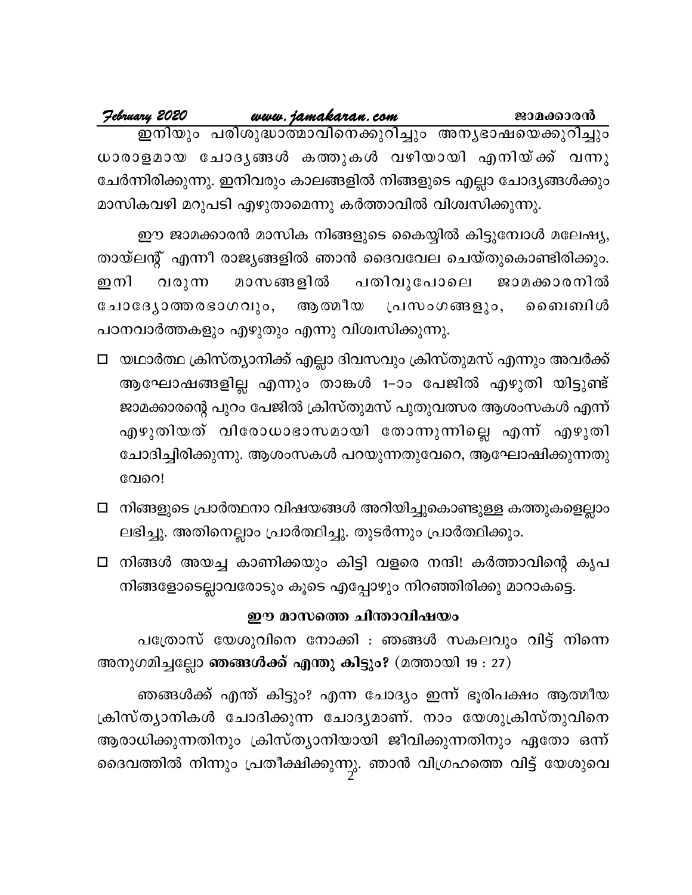ഇനിയും പരിശുദ്ധാത്മാവിനെക്കുറിച്ചും അന്യഭാഷയെക്കുറിച്ചും ധാരാളമായ ചോദ്യങ്ങൾ കത്തുകൾ വഴിയായി എനിയ്ക്ക് വന്നു ചേർന്നിരിക്കുന്നു. ഇനിവരും കാലങ്ങളിൽ നിങ്ങളുടെ എല്ലാ ചോദ്യങ്ങൾക്കും മാസികവഴി മറുപടി എഴുതാമെന്നു കർത്താവിൽ വിശ്വസിക്കുന്നു.

ഈ ജാമക്കാരൻ മാസിക നിങ്ങളുടെ കൈയ്യിൽ കിട്ടുമ്പോൾ മലേഷ്യ, തായ്‌ലന്റ് എന്നീ രാജ്യങ്ങളിൽ ഞാൻ ദൈവവേല ചെയ്തുകൊണ്ടിരിക്കും. ഇനി വരുന്ന മാസങ്ങളിൽ പതിവുപോലെ ജാമക്കാരനിൽ ചോദ്യോത്തരഭാഗവും, ആത്മീയ പ്രസംഗങ്ങളും, ബൈബിൾ പഠനവാർത്തകളും എഴുതും എന്നു വിശ്വസിക്കുന്നു.

- യഥാർത്ഥ ക്രിസ്ത്യാനിക്ക് എല്ലാ ദിവസവും ക്രിസ്തുമസ് എന്നും അവർക്ക് ആഘോഷങ്ങളില്ല എന്നും താങ്കൾ 1–ാം പേജിൽ എഴുതി യിട്ടുണ്ട് ജാമക്കാരന്റെ പുറം പേജിൽ ക്രിസ്തുമസ് പുതുവത്സര ആശംസകൾ എന്ന് എഴുതിയത് വിരോധാഭാസമായി തോന്നുന്നില്ലെ എന്ന് എഴുതി ചോദിച്ചിരിക്കുന്നു. ആശംസകൾ പറയുന്നതുവേറെ, ആഘോഷിക്കുന്നതു വേറെ!

- നിങ്ങളുടെ പ്രാർത്ഥനാ വിഷയങ്ങൾ അറിയിച്ചുകൊണ്ടുള്ള കത്തുകളെല്ലാം ലഭിച്ചു. അതിനെല്ലാം പ്രാർത്ഥിച്ചു. തുടർന്നും പ്രാർത്ഥിക്കും.

- നിങ്ങൾ അയച്ച കാണിക്കയും കിട്ടി വളരെ നന്ദി! കർത്താവിന്റെ കൃപ നിങ്ങളോടെല്ലാവരോടും കൂടെ എപ്പോഴും നിറഞ്ഞിരിക്കു മാറാകട്ടെ.

### ഈ മാസത്തെ ചിന്താവിഷയം

പത്രോസ് യേശുവിനെ നോക്കി : ഞങ്ങൾ സകലവും വിട്ട് നിന്നെ അനുഗമിച്ചല്ലോ **ഞങ്ങൾക്ക് എന്തു കിട്ടും?** (മത്തായി 19 : 27)

ഞങ്ങൾക്ക് എന്ത് കിട്ടും? എന്ന ചോദ്യം ഇന്ന് ഭൂരിപക്ഷം ആത്മീയ ക്രിസ്ത്യാനികൾ ചോദിക്കുന്ന ചോദ്യമാണ്. നാം യേശുക്രിസ്തുവിനെ ആരാധിക്കുന്നതിനും ക്രിസ്ത്യാനിയായി ജീവിക്കുന്നതിനും ഏതോ ഒന്ന് ദൈവത്തിൽ നിന്നും പ്രതീക്ഷിക്കുന്നു. ഞാൻ വിഗ്രഹത്തെ വിട്ട് യേശുവെ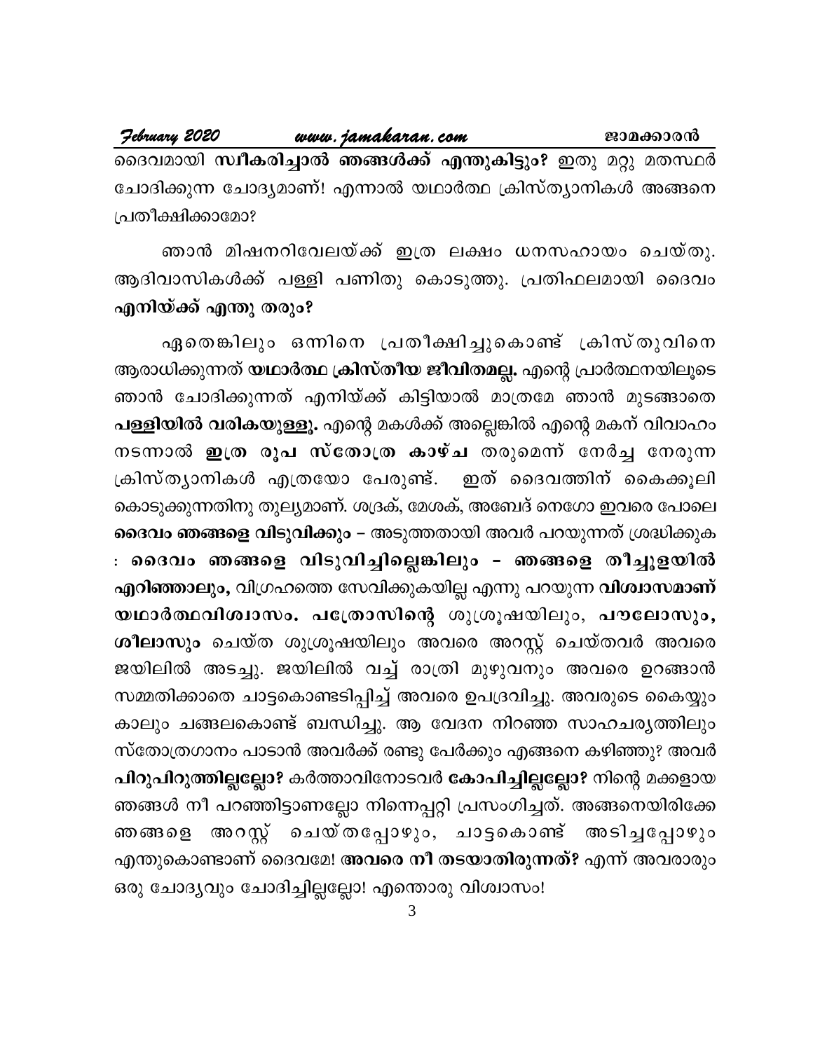ദൈവമായി **സ്വീകരിച്ചാൽ ഞങ്ങൾക്ക് എന്തുകിട്ടും?** ഇതു മറ്റു മതസ്ഥർ ചോദിക്കുന്ന ചോദ്യമാണ്! എന്നാൽ യഥാർത്ഥ ക്രിസ്ത്യാനികൾ അങ്ങനെ പ്രതീക്ഷിക്കാമോ?

ഞാൻ മിഷനറിവേലയ്ക്ക് ഇത്ര ലക്ഷം ധനസഹായം ചെയ്തു. ആദിവാസികൾക്ക് പള്ളി പണിതു കൊടുത്തു. പ്രതിഫലമായി ദൈവം **എനിയ്ക്ക് എന്തു തരും?**

ഏതെങ്കിലും ഒന്നിനെ പ്രതീക്ഷിച്ചുകൊണ്ട് ക്രിസ്തുവിനെ ആരാധിക്കുന്നത് **യഥാർത്ഥ ക്രിസ്തീയ ജീവിതമല്ല.** എന്റെ പ്രാർത്ഥനയിലൂടെ ഞാൻ ചോദിക്കുന്നത് എനിയ്ക്ക് കിട്ടിയാൽ മാത്രമേ ഞാൻ മുടങ്ങാതെ **പള്ളിയിൽ വരികയുള്ളൂ.** എന്റെ മകൾക്ക് അല്ലെങ്കിൽ എന്റെ മകന് വിവാഹം നടന്നാൽ **ഇത്ര രൂപ സ്തോത്ര കാഴ്ച** തരുമെന്ന് നേർച്ച നേരുന്ന ക്രിസ്ത്യാനികൾ എത്രയോ പേരുണ്ട്. ഇത് ദൈവത്തിന് കൈക്കൂലി കൊടുക്കുന്നതിനു തുല്യമാണ്. ശദ്രക്, മേശക്, അബേദ് നെഗോ ഇവരെ പോലെ **ദൈവം ഞങ്ങളെ വിടുവിക്കും** – അടുത്തതായി അവർ പറയുന്നത് ശ്രദ്ധിക്കുക : **ദൈവം ഞങ്ങളെ വിടുവിച്ചില്ലെങ്കിലും – ഞങ്ങളെ തീച്ചൂളയിൽ എറിഞ്ഞാലും,** വിഗ്രഹത്തെ സേവിക്കുകയില്ല എന്നു പറയുന്ന **വിശ്വാസമാണ് യഥാർത്ഥവിശ്വാസം. പത്രോസിന്റെ** ശുശ്രൂഷയിലും, **പൗലോസും, ശീലാസും** ചെയ്ത ശുശ്രൂഷയിലും അവരെ അറസ്റ്റ് ചെയ്തവർ അവരെ ജയിലിൽ അടച്ചു. ജയിലിൽ വച്ച് രാത്രി മുഴുവനും അവരെ ഉറങ്ങാൻ സമ്മതിക്കാതെ ചാട്ടകൊണ്ടടിപ്പിച്ച് അവരെ ഉപദ്രവിച്ചു. അവരുടെ കൈയ്യും കാലും ചങ്ങലകൊണ്ട് ബന്ധിച്ചു. ആ വേദന നിറഞ്ഞ സാഹചര്യത്തിലും സ്തോത്രഗാനം പാടാൻ അവർക്ക് രണ്ടു പേർക്കും എങ്ങനെ കഴിഞ്ഞു? അവർ **പിറുപിറുത്തില്ലല്ലോ?** കർത്താവിനോടവർ **കോപിച്ചില്ലല്ലോ?** നിന്റെ മക്കളായ ഞങ്ങൾ നീ പറഞ്ഞിട്ടാണല്ലോ നിന്നെപ്പറ്റി പ്രസംഗിച്ചത്. അങ്ങനെയിരിക്കേ ഞങ്ങളെ അറസ്റ്റ് ചെയ്തപ്പോഴും, ചാട്ടകൊണ്ട് അടിച്ചപ്പോഴും എന്തുകൊണ്ടാണ് ദൈവമേ! **അവരെ നീ തടയാതിരുന്നത്?** എന്ന് അവരാരും ഒരു ചോദ്യവും ചോദിച്ചില്ലല്ലോ! എന്തൊരു വിശ്വാസം!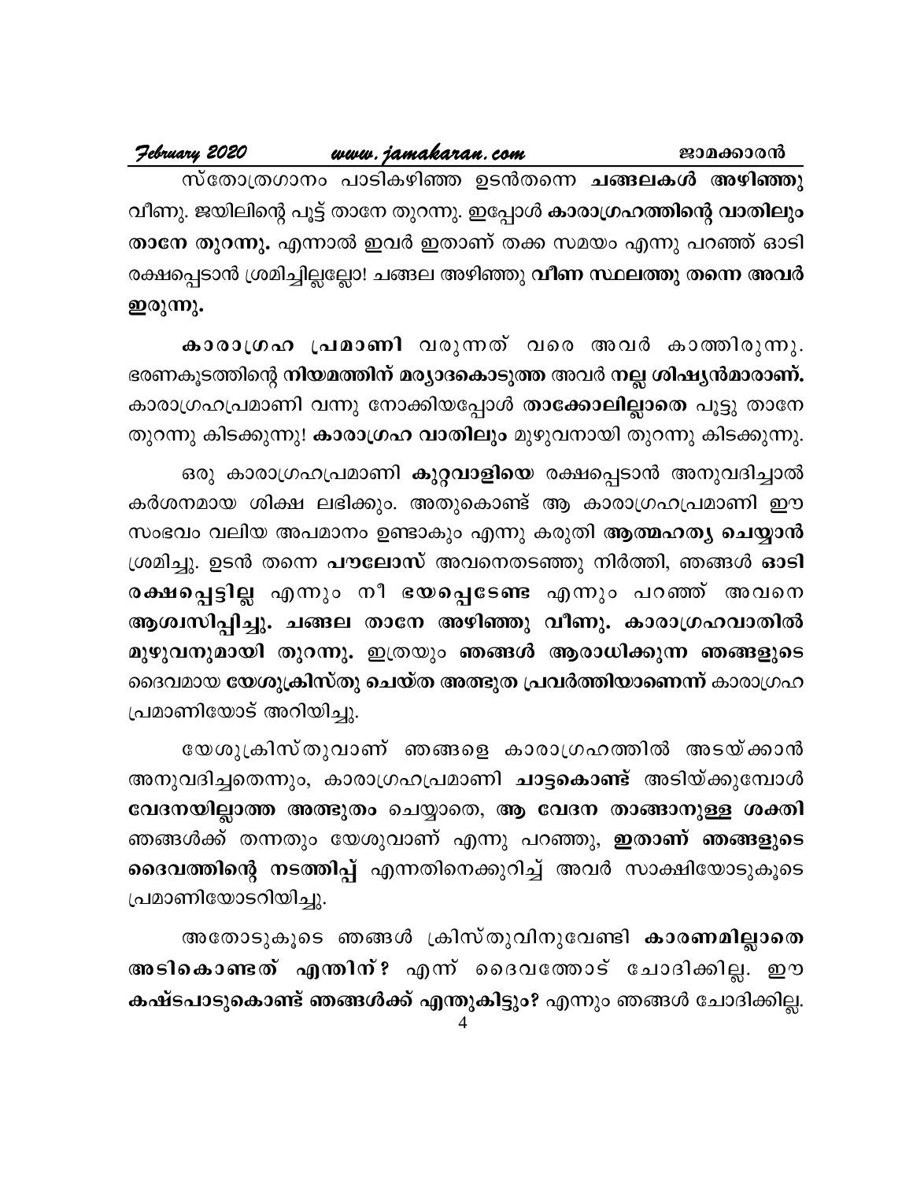സ്തോത്രഗാനം പാടികഴിഞ്ഞ ഉടൻതന്നെ **ചങ്ങലകൾ അഴിഞ്ഞു** വീണു. ജയിലിന്റെ പൂട്ട് താനേ തുറന്നു. ഇപ്പോൾ **കാരാഗ്രഹത്തിന്റെ വാതിലും താനേ തുറന്നു.** എന്നാൽ ഇവർ ഇതാണ് തക്ക സമയം എന്നു പറഞ്ഞ് ഓടി രക്ഷപ്പെടാൻ ശ്രമിച്ചില്ലല്ലോ! ചങ്ങല അഴിഞ്ഞു **വീണ സ്ഥലത്തു തന്നെ അവർ ഇരുന്നു.**

**കാരാഗ്രഹ പ്രമാണി** വരുന്നത് വരെ അവർ കാത്തിരുന്നു. ഭരണകൂടത്തിന്റെ **നിയമത്തിന് മര്യാദകൊടുത്ത** അവർ **നല്ല ശിഷ്യൻമാരാണ്.** കാരാഗ്രഹപ്രമാണി വന്നു നോക്കിയപ്പോൾ **താക്കോലില്ലാതെ** പൂട്ടു താനേ തുറന്നു കിടക്കുന്നു! **കാരാഗ്രഹ വാതിലും** മുഴുവനായി തുറന്നു കിടക്കുന്നു.

ഒരു കാരാഗ്രഹപ്രമാണി **കുറ്റവാളിയെ** രക്ഷപ്പെടാൻ അനുവദിച്ചാൽ കർശനമായ ശിക്ഷ ലഭിക്കും. അതുകൊണ്ട് ആ കാരാഗ്രഹപ്രമാണി ഈ സംഭവം വലിയ അപമാനം ഉണ്ടാകും എന്നു കരുതി **ആത്മഹത്യ ചെയ്യാൻ** ശ്രമിച്ചു. ഉടൻ തന്നെ **പൗലോസ്** അവനെതടഞ്ഞു നിർത്തി, ഞങ്ങൾ **ഓടി രക്ഷപ്പെട്ടില്ല** എന്നും നീ **ഭയപ്പെടേണ്ട** എന്നും പറഞ്ഞ് അവനെ **ആശ്വസിപ്പിച്ചു. ചങ്ങല താനേ അഴിഞ്ഞു വീണു. കാരാഗ്രഹവാതിൽ മുഴുവനുമായി തുറന്നു.** ഇത്രയും **ഞങ്ങൾ ആരാധിക്കുന്ന ഞങ്ങളുടെ** ദൈവമായ **യേശുക്രിസ്തു ചെയ്ത അത്ഭുത പ്രവർത്തിയാണെന്ന്** കാരാഗ്രഹ പ്രമാണിയോട് അറിയിച്ചു.

യേശുക്രിസ്തുവാണ് ഞങ്ങളെ കാരാഗ്രഹത്തിൽ അടയ്ക്കാൻ അനുവദിച്ചതെന്നും, കാരാഗ്രഹപ്രമാണി **ചാട്ടകൊണ്ട്** അടിയ്ക്കുമ്പോൾ **വേദനയില്ലാത്ത അത്ഭുതം** ചെയ്യാതെ, **ആ വേദന താങ്ങാനുള്ള ശക്തി** ഞങ്ങൾക്ക് തന്നതും യേശുവാണ് എന്നു പറഞ്ഞു, **ഇതാണ് ഞങ്ങളുടെ ദൈവത്തിന്റെ നടത്തിപ്പ്** എന്നതിനെക്കുറിച്ച് അവർ സാക്ഷിയോടുകൂടെ പ്രമാണിയോടറിയിച്ചു.

അതോടുകൂടെ ഞങ്ങൾ ക്രിസ്തുവിനുവേണ്ടി **കാരണമില്ലാതെ അടികൊണ്ടത് എന്തിന്?** എന്ന് ദൈവത്തോട് ചോദിക്കില്ല. ഈ **കഷ്ടപാടുകൊണ്ട് ഞങ്ങൾക്ക് എന്തുകിട്ടും?** എന്നും ഞങ്ങൾ ചോദിക്കില്ല.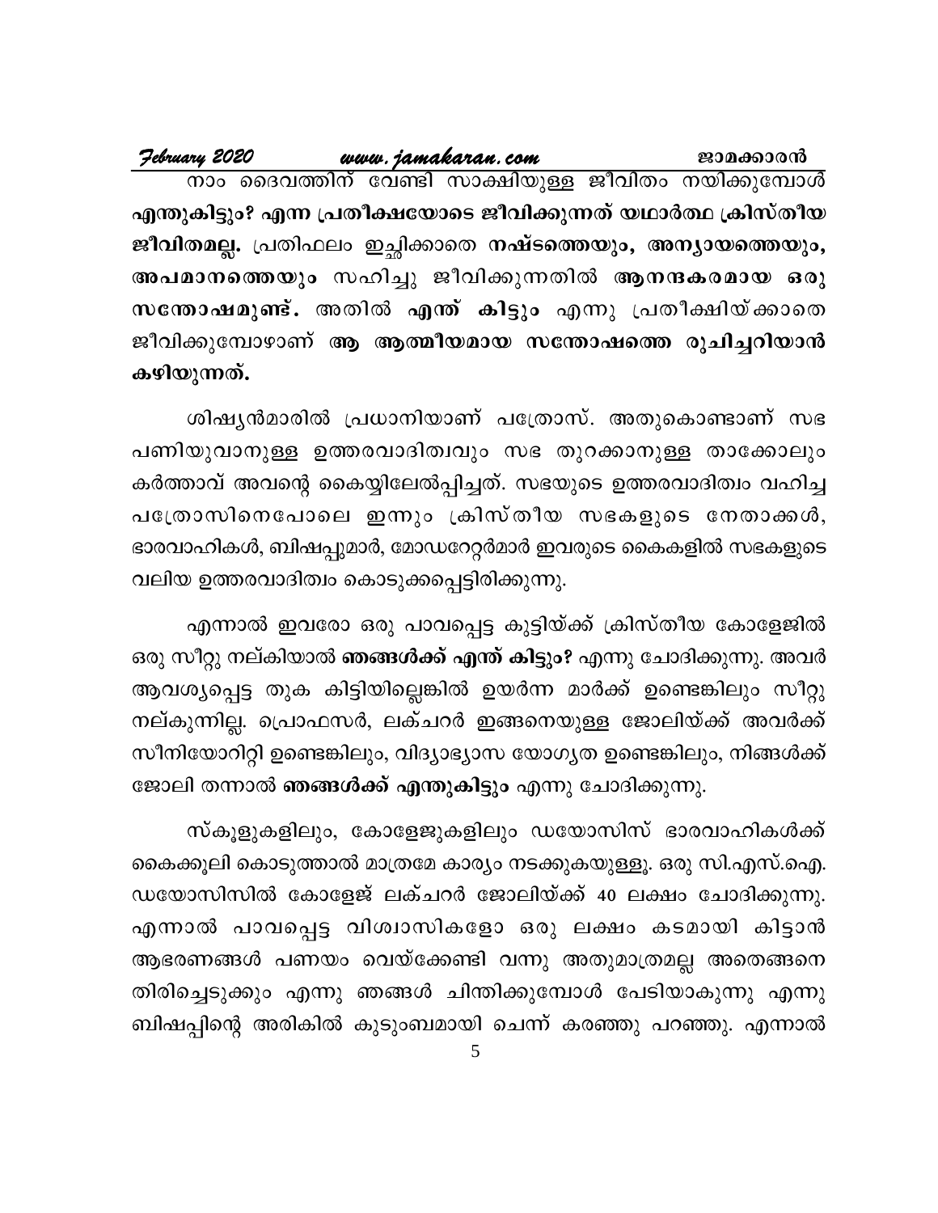നാം ദൈവത്തിന് വേണ്ടി സാക്ഷിയുള്ള ജീവിതം നയിക്കുമ്പോൾ **എന്തുകിട്ടും? എന്ന പ്രതീക്ഷയോടെ ജീവിക്കുന്നത് യഥാർത്ഥ ക്രിസ്തീയ ജീവിതമല്ല.** പ്രതിഫലം ഇച്ഛിക്കാതെ **നഷ്ടത്തെയും, അന്യായത്തെയും, അപമാനത്തെയും** സഹിച്ചു ജീവിക്കുന്നതിൽ **ആനന്ദകരമായ ഒരു സന്തോഷമുണ്ട്.** അതിൽ **എന്ത് കിട്ടും** എന്നു പ്രതീക്ഷിയ്ക്കാതെ ജീവിക്കുമ്പോഴാണ് **ആ ആത്മീയമായ സന്തോഷത്തെ രുചിച്ചറിയാൻ കഴിയുന്നത്.**

ശിഷ്യൻമാരിൽ പ്രധാനിയാണ് പത്രോസ്. അതുകൊണ്ടാണ് സഭ പണിയുവാനുള്ള ഉത്തരവാദിത്വവും സഭ തുറക്കാനുള്ള താക്കോലും കർത്താവ് അവന്റെ കൈയ്യിലേൽപ്പിച്ചത്. സഭയുടെ ഉത്തരവാദിത്വം വഹിച്ച പത്രോസിനെപോലെ ഇന്നും ക്രിസ്തീയ സഭകളുടെ നേതാക്കൾ, ഭാരവാഹികൾ, ബിഷപ്പുമാർ, മോഡറേറ്റർമാർ ഇവരുടെ കൈകളിൽ സഭകളുടെ വലിയ ഉത്തരവാദിത്വം കൊടുക്കപ്പെട്ടിരിക്കുന്നു.

എന്നാൽ ഇവരോ ഒരു പാവപ്പെട്ട കുട്ടിയ്ക്ക് ക്രിസ്തീയ കോളേജിൽ ഒരു സീറ്റു നല്കിയാൽ **ഞങ്ങൾക്ക് എന്ത് കിട്ടും?** എന്നു ചോദിക്കുന്നു. അവർ ആവശ്യപ്പെട്ട തുക കിട്ടിയില്ലെങ്കിൽ ഉയർന്ന മാർക്ക് ഉണ്ടെങ്കിലും സീറ്റു നല്കുന്നില്ല. പ്രൊഫസർ, ലക്ചറർ ഇങ്ങനെയുള്ള ജോലിയ്ക്ക് അവർക്ക് സീനിയോറിറ്റി ഉണ്ടെങ്കിലും, വിദ്യാഭ്യാസ യോഗ്യത ഉണ്ടെങ്കിലും, നിങ്ങൾക്ക് ജോലി തന്നാൽ **ഞങ്ങൾക്ക് എന്തുകിട്ടും** എന്നു ചോദിക്കുന്നു.

സ്കൂളുകളിലും, കോളേജുകളിലും ഡയോസിസ് ഭാരവാഹികൾക്ക് കൈക്കൂലി കൊടുത്താൽ മാത്രമേ കാര്യം നടക്കുകയുള്ളൂ. ഒരു സി.എസ്.ഐ. ഡയോസിസിൽ കോളേജ് ലക്ചറർ ജോലിയ്ക്ക് 40 ലക്ഷം ചോദിക്കുന്നു. എന്നാൽ പാവപ്പെട്ട വിശ്വാസികളോ ഒരു ലക്ഷം കടമായി കിട്ടാൻ ആഭരണങ്ങൾ പണയം വെയ്ക്കേണ്ടി വന്നു അതുമാത്രമല്ല അതെങ്ങനെ തിരിച്ചെടുക്കും എന്നു ഞങ്ങൾ ചിന്തിക്കുമ്പോൾ പേടിയാകുന്നു എന്നു ബിഷപ്പിന്റെ അരികിൽ കുടുംബമായി ചെന്ന് കരഞ്ഞു പറഞ്ഞു. എന്നാൽ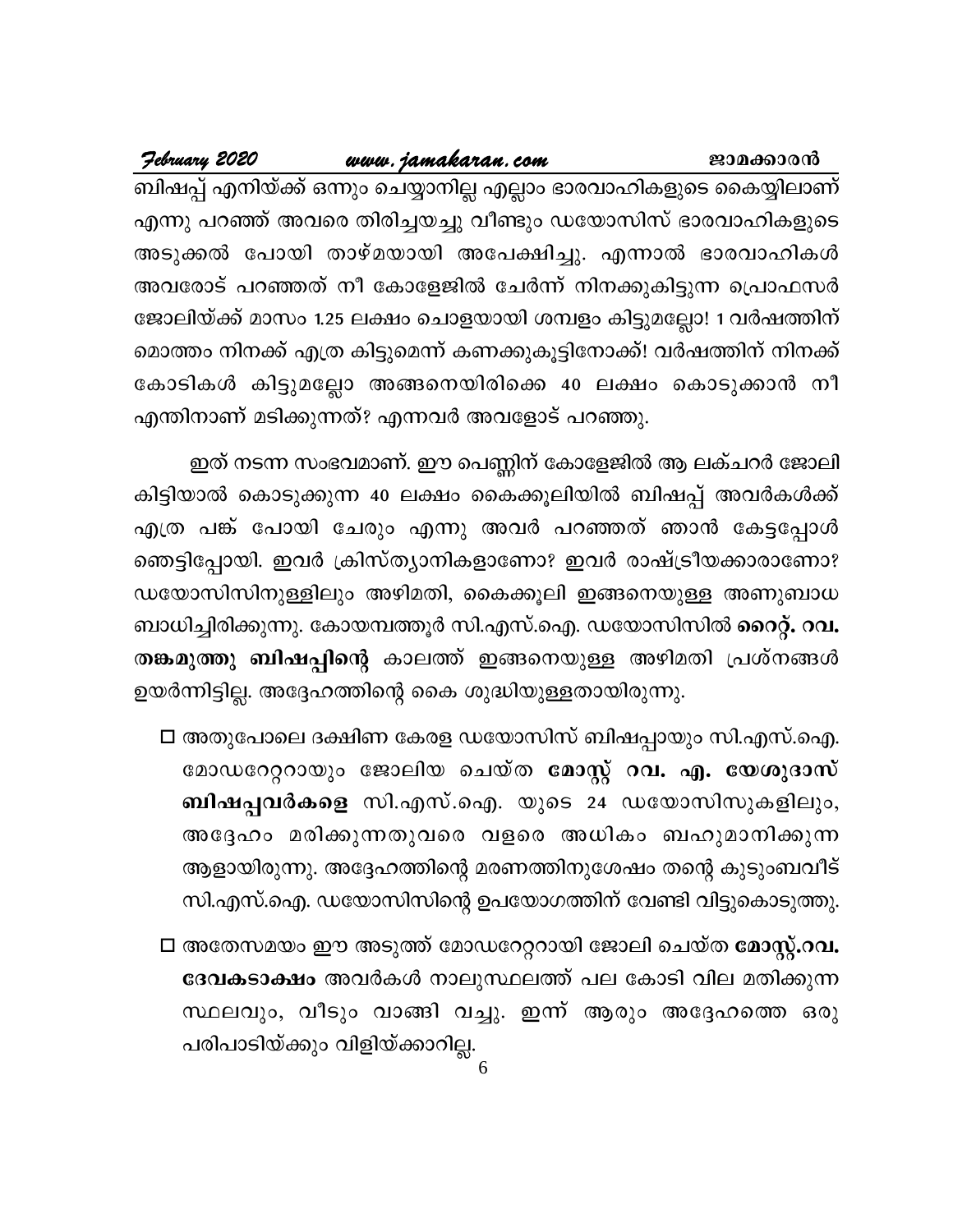ബിഷപ്പ് എനിയ്ക്ക് ഒന്നും ചെയ്യാനില്ല എല്ലാം ഭാരവാഹികളുടെ കൈയ്യിലാണ് എന്നു പറഞ്ഞ് അവരെ തിരിച്ചയച്ചു വീണ്ടും ഡയോസിസ് ഭാരവാഹികളുടെ അടുക്കൽ പോയി താഴ്മയായി അപേക്ഷിച്ചു. എന്നാൽ ഭാരവാഹികൾ അവരോട് പറഞ്ഞത് നീ കോളേജിൽ ചേർന്ന് നിനക്കുകിട്ടുന്ന പ്രൊഫസർ ജോലിയ്ക്ക് മാസം 1.25 ലക്ഷം ചൊളയായി ശമ്പളം കിട്ടുമല്ലോ! 1 വർഷത്തിന് മൊത്തം നിനക്ക് എത്ര കിട്ടുമെന്ന് കണക്കുകൂട്ടിനോക്ക്! വർഷത്തിന് നിനക്ക് കോടികൾ കിട്ടുമല്ലോ അങ്ങനെയിരിക്കെ 40 ലക്ഷം കൊടുക്കാൻ നീ എന്തിനാണ് മടിക്കുന്നത്? എന്നവർ അവളോട് പറഞ്ഞു.

ഇത് നടന്ന സംഭവമാണ്. ഈ പെണ്ണിന് കോളേജിൽ ആ ലക്ചറർ ജോലി കിട്ടിയാൽ കൊടുക്കുന്ന 40 ലക്ഷം കൈക്കൂലിയിൽ ബിഷപ്പ് അവർകൾക്ക് എത്ര പങ്ക് പോയി ചേരും എന്നു അവർ പറഞ്ഞത് ഞാൻ കേട്ടപ്പോൾ ഞെട്ടിപ്പോയി. ഇവർ ക്രിസ്ത്യാനികളാണോ? ഇവർ രാഷ്ട്രീയക്കാരാണോ? ഡയോസിസിനുള്ളിലും അഴിമതി, കൈക്കൂലി ഇങ്ങനെയുള്ള അണുബാധ ബാധിച്ചിരിക്കുന്നു. കോയമ്പത്തൂർ സി.എസ്.ഐ. ഡയോസിസിൽ **റൈറ്റ്. റവ. തങ്കമുത്തു ബിഷപ്പിന്റെ** കാലത്ത് ഇങ്ങനെയുള്ള അഴിമതി പ്രശ്നങ്ങൾ ഉയർന്നിട്ടില്ല. അദ്ദേഹത്തിന്റെ കൈ ശുദ്ധിയുള്ളതായിരുന്നു.

- അതുപോലെ ദക്ഷിണ കേരള ഡയോസിസ് ബിഷപ്പായും സി.എസ്.ഐ. മോഡറേറ്ററായും ജോലിയ ചെയ്ത **മോസ്റ്റ് റവ. എ. യേശുദാസ് ബിഷപ്പവർകളെ** സി.എസ്.ഐ. യുടെ 24 ഡയോസിസുകളിലും, അദ്ദേഹം മരിക്കുന്നതുവരെ വളരെ അധികം ബഹുമാനിക്കുന്ന ആളായിരുന്നു. അദ്ദേഹത്തിന്റെ മരണത്തിനുശേഷം തന്റെ കുടുംബവീട് സി.എസ്.ഐ. ഡയോസിസിന്റെ ഉപയോഗത്തിന് വേണ്ടി വിട്ടുകൊടുത്തു.
- അതേസമയം ഈ അടുത്ത് മോഡറേറ്ററായി ജോലി ചെയ്ത **മോസ്റ്റ്.റവ. ദേവകടാക്ഷം** അവർകൾ നാലുസ്ഥലത്ത് പല കോടി വില മതിക്കുന്ന സ്ഥലവും, വീടും വാങ്ങി വച്ചു. ഇന്ന് ആരും അദ്ദേഹത്തെ ഒരു പരിപാടിയ്ക്കും വിളിയ്ക്കാറില്ല.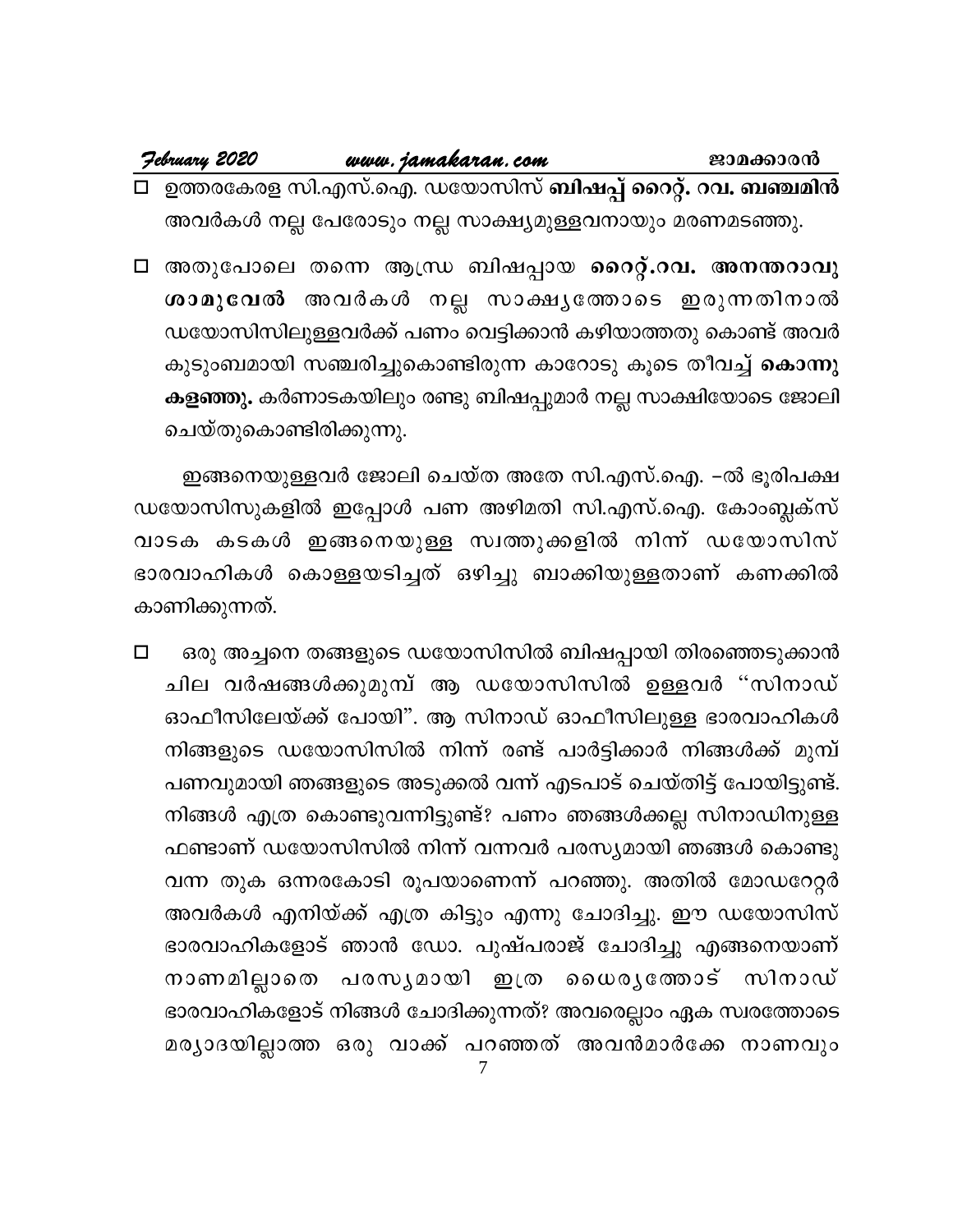- ഉത്തരകേരള സി.എസ്.ഐ. ഡയോസിസ് **ബിഷപ്പ് റൈറ്റ്. റവ. ബഞ്ചമിൻ** അവർകൾ നല്ല പേരോടും നല്ല സാക്ഷ്യമുള്ളവനായും മരണമടഞ്ഞു.

- അതുപോലെ തന്നെ ആന്ധ്ര ബിഷപ്പായ **റൈറ്റ്.റവ. അനന്തറാവു ശാമുവേൽ** അവർകൾ നല്ല സാക്ഷ്യത്തോടെ ഇരുന്നതിനാൽ ഡയോസിസിലുള്ളവർക്ക് പണം വെട്ടിക്കാൻ കഴിയാത്തതു കൊണ്ട് അവർ കുടുംബമായി സഞ്ചരിച്ചുകൊണ്ടിരുന്ന കാറോടു കൂടെ തീവച്ച് **കൊന്നു കളഞ്ഞു.** കർണാടകയിലും രണ്ടു ബിഷപ്പുമാർ നല്ല സാക്ഷിയോടെ ജോലി ചെയ്തുകൊണ്ടിരിക്കുന്നു.

ഇങ്ങനെയുള്ളവർ ജോലി ചെയ്ത അതേ സി.എസ്.ഐ. –ൽ ഭൂരിപക്ഷ ഡയോസിസുകളിൽ ഇപ്പോൾ പണ അഴിമതി സി.എസ്.ഐ. കോംപ്ലക്സ് വാടക കടകൾ ഇങ്ങനെയുള്ള സ്വത്തുക്കളിൽ നിന്ന് ഡയോസിസ് ഭാരവാഹികൾ കൊള്ളയടിച്ചത് ഒഴിച്ചു ബാക്കിയുള്ളതാണ് കണക്കിൽ കാണിക്കുന്നത്.

- ഒരു അച്ചനെ തങ്ങളുടെ ഡയോസിസിൽ ബിഷപ്പായി തിരഞ്ഞെടുക്കാൻ ചില വർഷങ്ങൾക്കുമുമ്പ് ആ ഡയോസിസിൽ ഉള്ളവർ "സിനാഡ് ഓഫീസിലേയ്ക്ക് പോയി". ആ സിനാഡ് ഓഫീസിലുള്ള ഭാരവാഹികൾ നിങ്ങളുടെ ഡയോസിസിൽ നിന്ന് രണ്ട് പാർട്ടിക്കാർ നിങ്ങൾക്ക് മുമ്പ് പണവുമായി ഞങ്ങളുടെ അടുക്കൽ വന്ന് എടപാട് ചെയ്തിട്ട് പോയിട്ടുണ്ട്. നിങ്ങൾ എത്ര കൊണ്ടുവന്നിട്ടുണ്ട്? പണം ഞങ്ങൾക്കല്ല സിനാഡിനുള്ള ഫണ്ടാണ് ഡയോസിസിൽ നിന്ന് വന്നവർ പരസ്യമായി ഞങ്ങൾ കൊണ്ടു വന്ന തുക ഒന്നരകോടി രൂപയാണെന്ന് പറഞ്ഞു. അതിൽ മോഡറേറ്റർ അവർകൾ എനിയ്ക്ക് എത്ര കിട്ടും എന്നു ചോദിച്ചു. ഈ ഡയോസിസ് ഭാരവാഹികളോട് ഞാൻ ഡോ. പുഷ്പരാജ് ചോദിച്ചു എങ്ങനെയാണ് നാണമില്ലാതെ പരസ്യമായി ഇത്ര ധൈര്യത്തോട് സിനാഡ് ഭാരവാഹികളോട് നിങ്ങൾ ചോദിക്കുന്നത്? അവരെല്ലാം ഏക സ്വരത്തോടെ മര്യാദയില്ലാത്ത ഒരു വാക്ക് പറഞ്ഞത് അവൻമാർക്കേ നാണവും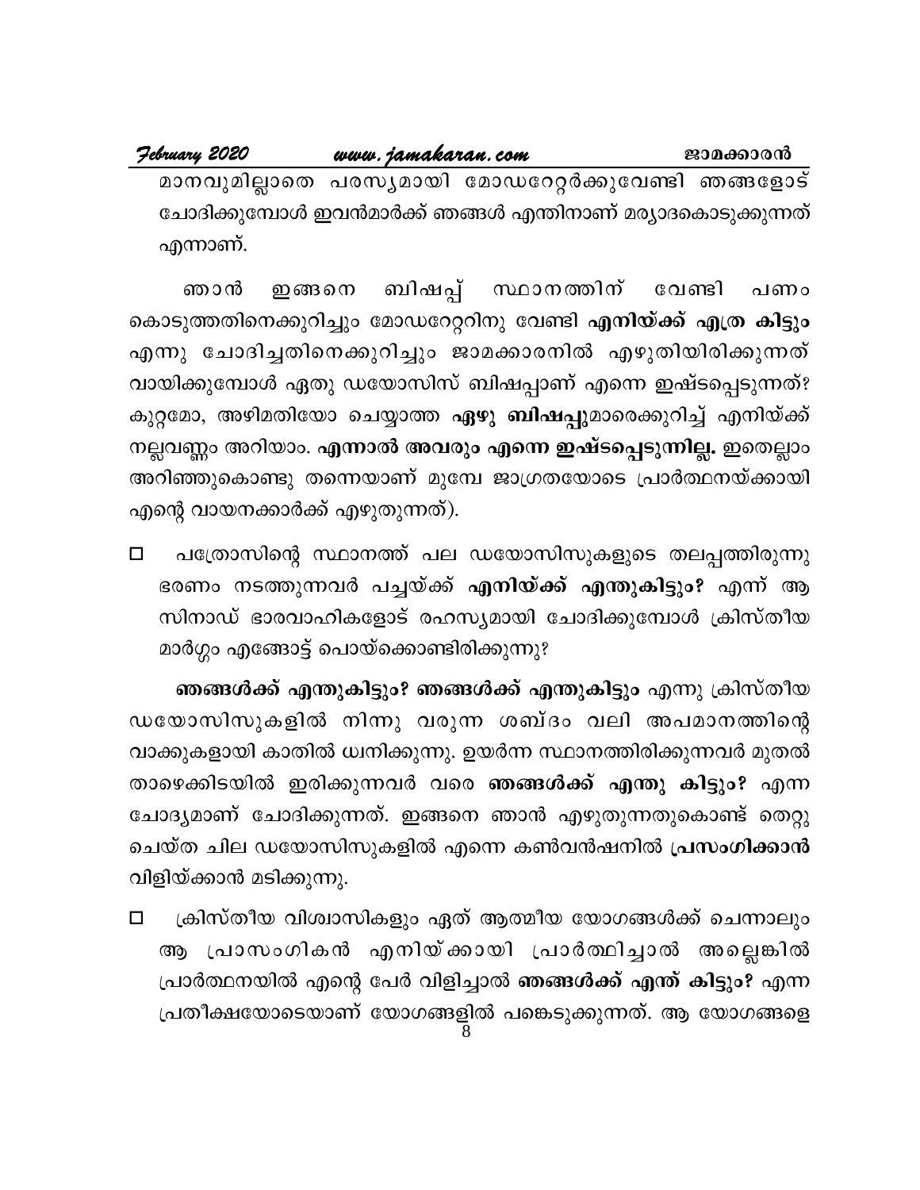മാനവുമില്ലാതെ പരസ്യമായി മോഡറേറ്റർക്കുവേണ്ടി ഞങ്ങളോട് ചോദിക്കുമ്പോൾ ഇവൻമാർക്ക് ഞങ്ങൾ എന്തിനാണ് മര്യാദകൊടുക്കുന്നത് എന്നാണ്.

ഞാൻ ഇങ്ങനെ ബിഷപ്പ് സ്ഥാനത്തിന് വേണ്ടി പണം കൊടുത്തതിനെക്കുറിച്ചും മോഡറേറ്ററിനു വേണ്ടി **എനിയ്ക്ക് എത്ര കിട്ടും** എന്നു ചോദിച്ചതിനെക്കുറിച്ചും ജാമക്കാരനിൽ എഴുതിയിരിക്കുന്നത് വായിക്കുമ്പോൾ ഏതു ഡയോസിസ് ബിഷപ്പാണ് എന്നെ ഇഷ്ടപ്പെടുന്നത്? കുറ്റമോ, അഴിമതിയോ ചെയ്യാത്ത **ഏഴു ബിഷപ്പു**മാരെക്കുറിച്ച് എനിയ്ക്ക് നല്ലവണ്ണം അറിയാം. **എന്നാൽ അവരും എന്നെ ഇഷ്ടപ്പെടുന്നില്ല.** ഇതെല്ലാം അറിഞ്ഞുകൊണ്ടു തന്നെയാണ് മുമ്പേ ജാഗ്രതയോടെ പ്രാർത്ഥനയ്ക്കായി എന്റെ വായനക്കാർക്ക് എഴുതുന്നത്).

- പത്രോസിന്റെ സ്ഥാനത്ത് പല ഡയോസിസുകളുടെ തലപ്പത്തിരുന്നു ഭരണം നടത്തുന്നവർ പച്ചയ്ക്ക് **എനിയ്ക്ക് എന്തുകിട്ടും?** എന്ന് ആ സിനാഡ് ഭാരവാഹികളോട് രഹസ്യമായി ചോദിക്കുമ്പോൾ ക്രിസ്തീയ മാർഗ്ഗം എങ്ങോട്ട് പൊയ്ക്കൊണ്ടിരിക്കുന്നു?

**ഞങ്ങൾക്ക് എന്തുകിട്ടും? ഞങ്ങൾക്ക് എന്തുകിട്ടും** എന്നു ക്രിസ്തീയ ഡയോസിസുകളിൽ നിന്നു വരുന്ന ശബ്ദം വലി അപമാനത്തിന്റെ വാക്കുകളായി കാതിൽ ധ്വനിക്കുന്നു. ഉയർന്ന സ്ഥാനത്തിരിക്കുന്നവർ മുതൽ താഴെക്കിടയിൽ ഇരിക്കുന്നവർ വരെ **ഞങ്ങൾക്ക് എന്തു കിട്ടും?** എന്ന ചോദ്യമാണ് ചോദിക്കുന്നത്. ഇങ്ങനെ ഞാൻ എഴുതുന്നതുകൊണ്ട് തെറ്റു ചെയ്ത ചില ഡയോസിസുകളിൽ എന്നെ കൺവൻഷനിൽ **പ്രസംഗിക്കാൻ** വിളിയ്ക്കാൻ മടിക്കുന്നു.

- ക്രിസ്തീയ വിശ്വാസികളും ഏത് ആത്മീയ യോഗങ്ങൾക്ക് ചെന്നാലും ആ പ്രാസംഗികൻ എനിയ്ക്കായി പ്രാർത്ഥിച്ചാൽ അല്ലെങ്കിൽ പ്രാർത്ഥനയിൽ എന്റെ പേർ വിളിച്ചാൽ **ഞങ്ങൾക്ക് എന്ത് കിട്ടും?** എന്ന പ്രതീക്ഷയോടെയാണ് യോഗങ്ങളിൽ പങ്കെടുക്കുന്നത്. ആ യോഗങ്ങളെ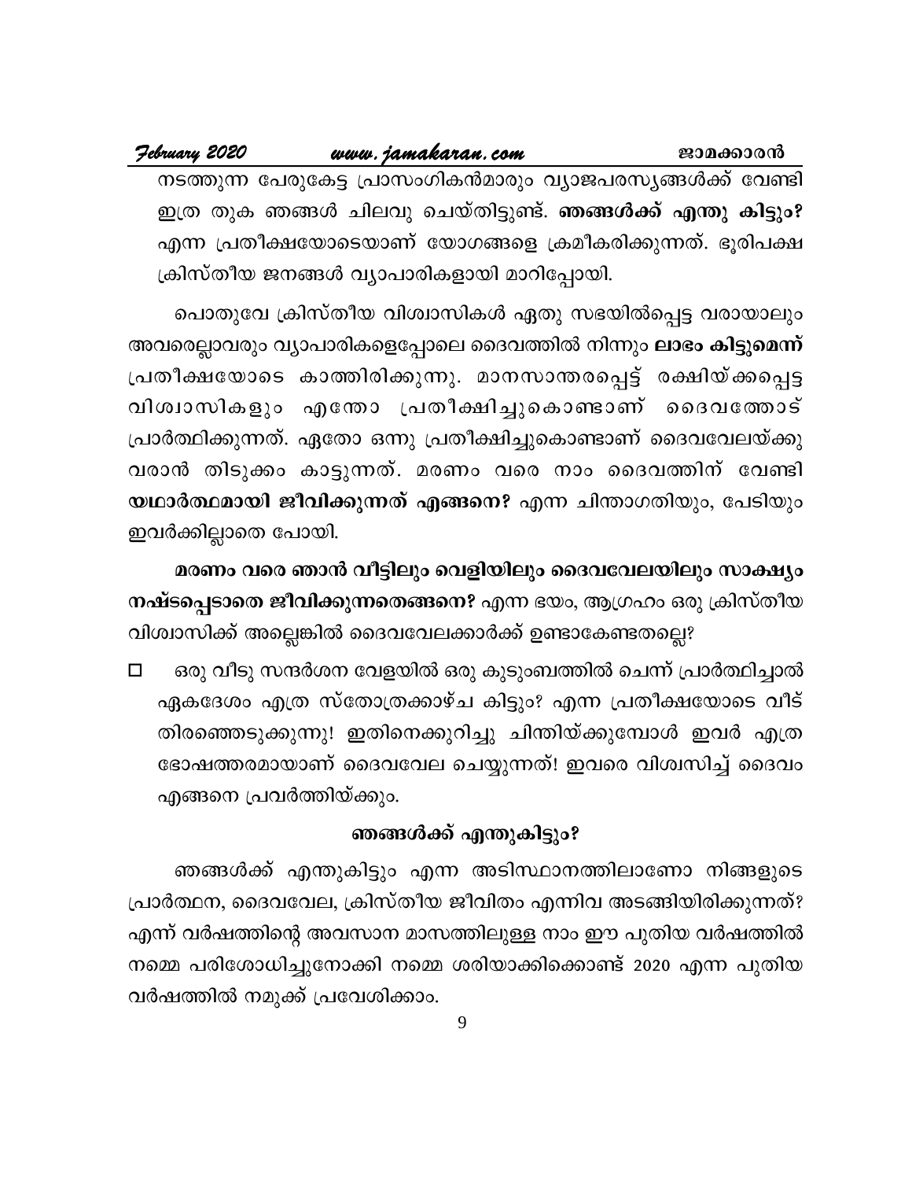നടത്തുന്ന പേരുകേട്ട പ്രാസംഗികൻമാരും വ്യാജപരസ്യങ്ങൾക്ക് വേണ്ടി ഇത്ര തുക ഞങ്ങൾ ചിലവു ചെയ്തിട്ടുണ്ട്. **ഞങ്ങൾക്ക് എന്തു കിട്ടും?** എന്ന പ്രതീക്ഷയോടെയാണ് യോഗങ്ങളെ ക്രമീകരിക്കുന്നത്. ഭൂരിപക്ഷ ക്രിസ്തീയ ജനങ്ങൾ വ്യാപാരികളായി മാറിപ്പോയി.

പൊതുവേ ക്രിസ്തീയ വിശ്വാസികൾ ഏതു സഭയിൽപ്പെട്ട വരായാലും അവരെല്ലാവരും വ്യാപാരികളെപ്പോലെ ദൈവത്തിൽ നിന്നും **ലാഭം കിട്ടുമെന്ന്** പ്രതീക്ഷയോടെ കാത്തിരിക്കുന്നു. മാനസാന്തരപ്പെട്ട് രക്ഷിയ്ക്കപ്പെട്ട വിശ്വാസികളും എന്തോ പ്രതീക്ഷിച്ചുകൊണ്ടാണ് ദൈവത്തോട് പ്രാർത്ഥിക്കുന്നത്. ഏതോ ഒന്നു പ്രതീക്ഷിച്ചുകൊണ്ടാണ് ദൈവവേലയ്ക്കു വരാൻ തിടുക്കം കാട്ടുന്നത്. മരണം വരെ നാം ദൈവത്തിന് വേണ്ടി **യഥാർത്ഥമായി ജീവിക്കുന്നത് എങ്ങനെ?** എന്ന ചിന്താഗതിയും, പേടിയും ഇവർക്കില്ലാതെ പോയി.

**മരണം വരെ ഞാൻ വീട്ടിലും വെളിയിലും ദൈവവേലയിലും സാക്ഷ്യം നഷ്ടപ്പെടാതെ ജീവിക്കുന്നതെങ്ങനെ?** എന്ന ഭയം, ആഗ്രഹം ഒരു ക്രിസ്തീയ വിശ്വാസിക്ക് അല്ലെങ്കിൽ ദൈവവേലക്കാർക്ക് ഉണ്ടാകേണ്ടതല്ലെ?

- ഒരു വീടു സന്ദർശന വേളയിൽ ഒരു കുടുംബത്തിൽ ചെന്ന് പ്രാർത്ഥിച്ചാൽ ഏകദേശം എത്ര സ്തോത്രക്കാഴ്ച കിട്ടും? എന്ന പ്രതീക്ഷയോടെ വീട് തിരഞ്ഞെടുക്കുന്നു! ഇതിനെക്കുറിച്ചു ചിന്തിയ്ക്കുമ്പോൾ ഇവർ എത്ര ഭോഷത്തരമായാണ് ദൈവവേല ചെയ്യുന്നത്! ഇവരെ വിശ്വസിച്ച് ദൈവം എങ്ങനെ പ്രവർത്തിയ്ക്കും.

### ഞങ്ങൾക്ക് എന്തുകിട്ടും?

ഞങ്ങൾക്ക് എന്തുകിട്ടും എന്ന അടിസ്ഥാനത്തിലാണോ നിങ്ങളുടെ പ്രാർത്ഥന, ദൈവവേല, ക്രിസ്തീയ ജീവിതം എന്നിവ അടങ്ങിയിരിക്കുന്നത്? എന്ന് വർഷത്തിന്റെ അവസാന മാസത്തിലുള്ള നാം ഈ പുതിയ വർഷത്തിൽ നമ്മെ പരിശോധിച്ചുനോക്കി നമ്മെ ശരിയാക്കിക്കൊണ്ട് 2020 എന്ന പുതിയ വർഷത്തിൽ നമുക്ക് പ്രവേശിക്കാം.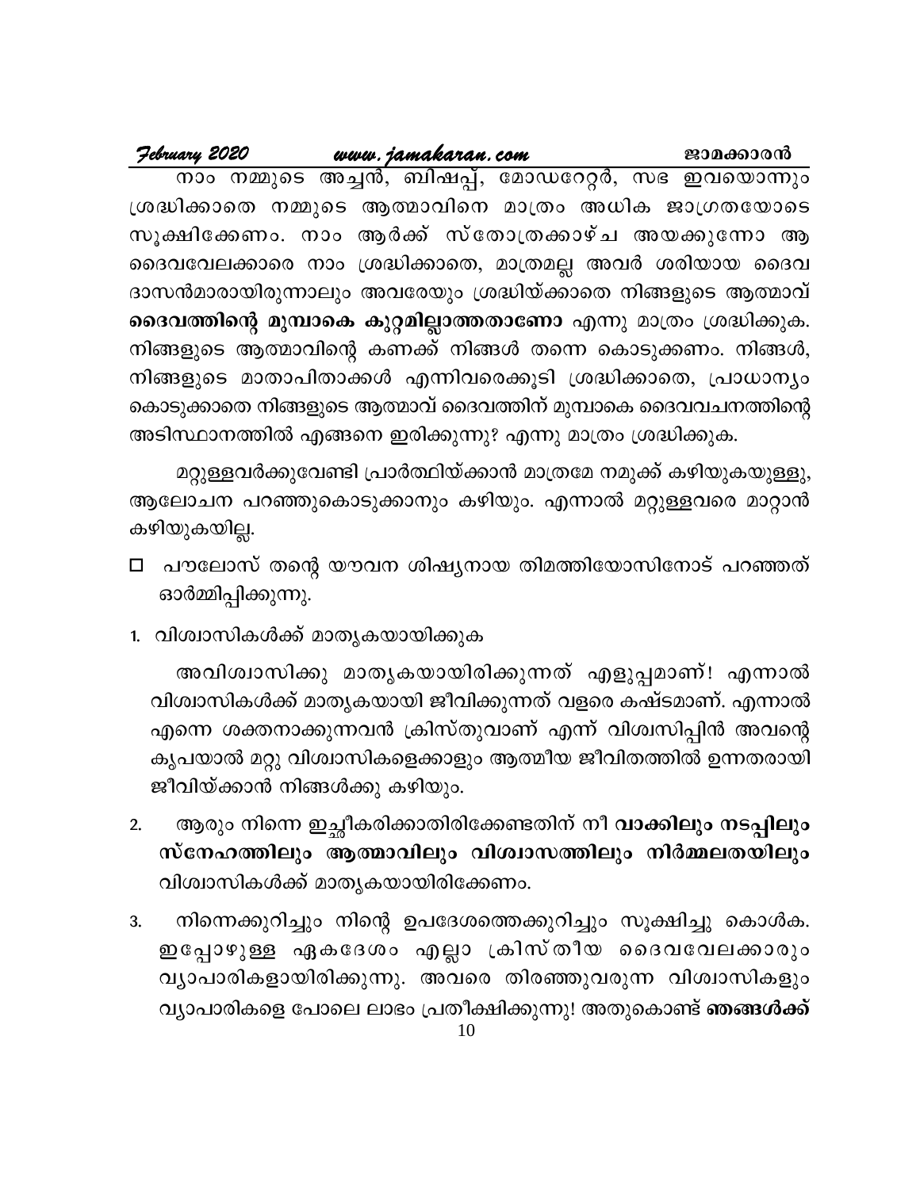നാം നമ്മുടെ അച്ചൻ, ബിഷപ്പ്, മോഡറേറ്റർ, സഭ ഇവയൊന്നും ശ്രദ്ധിക്കാതെ നമ്മുടെ ആത്മാവിനെ മാത്രം അധിക ജാഗ്രതയോടെ സൂക്ഷിക്കേണം. നാം ആർക്ക് സ്തോത്രക്കാഴ്ച അയക്കുന്നോ ആ ദൈവവേലക്കാരെ നാം ശ്രദ്ധിക്കാതെ, മാത്രമല്ല അവർ ശരിയായ ദൈവ ദാസൻമാരായിരുന്നാലും അവരേയും ശ്രദ്ധിയ്ക്കാതെ നിങ്ങളുടെ ആത്മാവ് **ദൈവത്തിന്റെ മുമ്പാകെ കുറ്റമില്ലാത്തതാണോ** എന്നു മാത്രം ശ്രദ്ധിക്കുക. നിങ്ങളുടെ ആത്മാവിന്റെ കണക്ക് നിങ്ങൾ തന്നെ കൊടുക്കണം. നിങ്ങൾ, നിങ്ങളുടെ മാതാപിതാക്കൾ എന്നിവരെക്കൂടി ശ്രദ്ധിക്കാതെ, പ്രാധാന്യം കൊടുക്കാതെ നിങ്ങളുടെ ആത്മാവ് ദൈവത്തിന് മുമ്പാകെ ദൈവവചനത്തിന്റെ അടിസ്ഥാനത്തിൽ എങ്ങനെ ഇരിക്കുന്നു? എന്നു മാത്രം ശ്രദ്ധിക്കുക.

മറ്റുള്ളവർക്കുവേണ്ടി പ്രാർത്ഥിയ്ക്കാൻ മാത്രമേ നമുക്ക് കഴിയുകയുള്ളു, ആലോചന പറഞ്ഞുകൊടുക്കാനും കഴിയും. എന്നാൽ മറ്റുള്ളവരെ മാറ്റാൻ കഴിയുകയില്ല.

- പൗലോസ് തന്റെ യൗവന ശിഷ്യനായ തിമത്തിയോസിനോട് പറഞ്ഞത് ഓർമ്മിപ്പിക്കുന്നു.

1. വിശ്വാസികൾക്ക് മാതൃകയായിക്കുക

   അവിശ്വാസിക്കു മാതൃകയായിരിക്കുന്നത് എളുപ്പമാണ്! എന്നാൽ വിശ്വാസികൾക്ക് മാതൃകയായി ജീവിക്കുന്നത് വളരെ കഷ്ടമാണ്. എന്നാൽ എന്നെ ശക്തനാക്കുന്നവൻ ക്രിസ്തുവാണ് എന്ന് വിശ്വസിപ്പിൻ അവന്റെ കൃപയാൽ മറ്റു വിശ്വാസികളെക്കാളും ആത്മീയ ജീവിതത്തിൽ ഉന്നതരായി ജീവിയ്ക്കാൻ നിങ്ങൾക്കു കഴിയും.

2. ആരും നിന്നെ ഇച്ഛീകരിക്കാതിരിക്കേണ്ടതിന് നീ **വാക്കിലും നടപ്പിലും സ്നേഹത്തിലും ആത്മാവിലും വിശ്വാസത്തിലും നിർമ്മലതയിലും** വിശ്വാസികൾക്ക് മാതൃകയായിരിക്കേണം.

3. നിന്നെക്കുറിച്ചും നിന്റെ ഉപദേശത്തെക്കുറിച്ചും സൂക്ഷിച്ചു കൊൾക. ഇപ്പോഴുള്ള ഏകദേശം എല്ലാ ക്രിസ്തീയ ദൈവവേലക്കാരും വ്യാപാരികളായിരിക്കുന്നു. അവരെ തിരഞ്ഞുവരുന്ന വിശ്വാസികളും വ്യാപാരികളെ പോലെ ലാഭം പ്രതീക്ഷിക്കുന്നു! അതുകൊണ്ട് **ഞങ്ങൾക്ക്**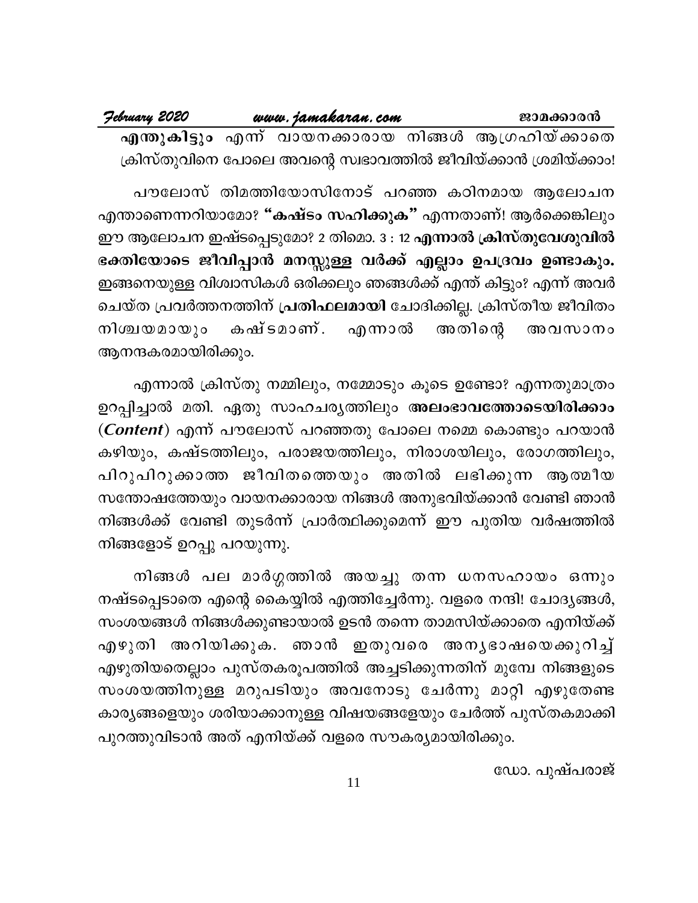**എന്തുകിട്ടും** എന്ന് വായനക്കാരായ നിങ്ങൾ ആഗ്രഹിയ്ക്കാതെ ക്രിസ്തുവിനെ പോലെ അവന്റെ സ്വഭാവത്തിൽ ജീവിയ്ക്കാൻ ശ്രമിയ്ക്കാം!

പൗലോസ് തിമത്തിയോസിനോട് പറഞ്ഞ കഠിനമായ ആലോചന എന്താണെന്നറിയാമോ? **"കഷ്ടം സഹിക്കുക"** എന്നതാണ്! ആർക്കെങ്കിലും ഈ ആലോചന ഇഷ്ടപ്പെടുമോ? 2 തിമൊ. 3 : 12 **എന്നാൽ ക്രിസ്തുവേശുവിൽ ഭക്തിയോടെ ജീവിപ്പാൻ മനസ്സുള്ള വർക്ക് എല്ലാം ഉപദ്രവം ഉണ്ടാകും.** ഇങ്ങനെയുള്ള വിശ്വാസികൾ ഒരിക്കലും ഞങ്ങൾക്ക് എന്ത് കിട്ടും? എന്ന് അവർ ചെയ്ത പ്രവർത്തനത്തിന് **പ്രതിഫലമായി** ചോദിക്കില്ല. ക്രിസ്തീയ ജീവിതം നിശ്ചയമായും കഷ്ടമാണ്. എന്നാൽ അതിന്റെ അവസാനം ആനന്ദകരമായിരിക്കും.

എന്നാൽ ക്രിസ്തു നമ്മിലും, നമ്മോടും കൂടെ ഉണ്ടോ? എന്നതുമാത്രം ഉറപ്പിച്ചാൽ മതി. ഏതു സാഹചര്യത്തിലും **അലംഭാവത്തോടെയിരിക്കാം** (***Content***) എന്ന് പൗലോസ് പറഞ്ഞതു പോലെ നമ്മെ കൊണ്ടും പറയാൻ കഴിയും, കഷ്ടത്തിലും, പരാജയത്തിലും, നിരാശയിലും, രോഗത്തിലും, പിറുപിറുക്കാത്ത ജീവിതത്തെയും അതിൽ ലഭിക്കുന്ന ആത്മീയ സന്തോഷത്തേയും വായനക്കാരായ നിങ്ങൾ അനുഭവിയ്ക്കാൻ വേണ്ടി ഞാൻ നിങ്ങൾക്ക് വേണ്ടി തുടർന്ന് പ്രാർത്ഥിക്കുമെന്ന് ഈ പുതിയ വർഷത്തിൽ നിങ്ങളോട് ഉറപ്പു പറയുന്നു.

നിങ്ങൾ പല മാർഗ്ഗത്തിൽ അയച്ചു തന്ന ധനസഹായം ഒന്നും നഷ്ടപ്പെടാതെ എന്റെ കൈയ്യിൽ എത്തിച്ചേർന്നു. വളരെ നന്ദി! ചോദ്യങ്ങൾ, സംശയങ്ങൾ നിങ്ങൾക്കുണ്ടായാൽ ഉടൻ തന്നെ താമസിയ്ക്കാതെ എനിയ്ക്ക് എഴുതി അറിയിക്കുക. ഞാൻ ഇതുവരെ അന്യഭാഷയെക്കുറിച്ച് എഴുതിയതെല്ലാം പുസ്തകരൂപത്തിൽ അച്ചടിക്കുന്നതിന് മുമ്പേ നിങ്ങളുടെ സംശയത്തിനുള്ള മറുപടിയും അവനോടു ചേർന്നു മാറ്റി എഴുതേണ്ട കാര്യങ്ങളെയും ശരിയാക്കാനുള്ള വിഷയങ്ങളേയും ചേർത്ത് പുസ്തകമാക്കി പുറത്തുവിടാൻ അത് എനിയ്ക്ക് വളരെ സൗകര്യമായിരിക്കും.

ഡോ. പുഷ്പരാജ്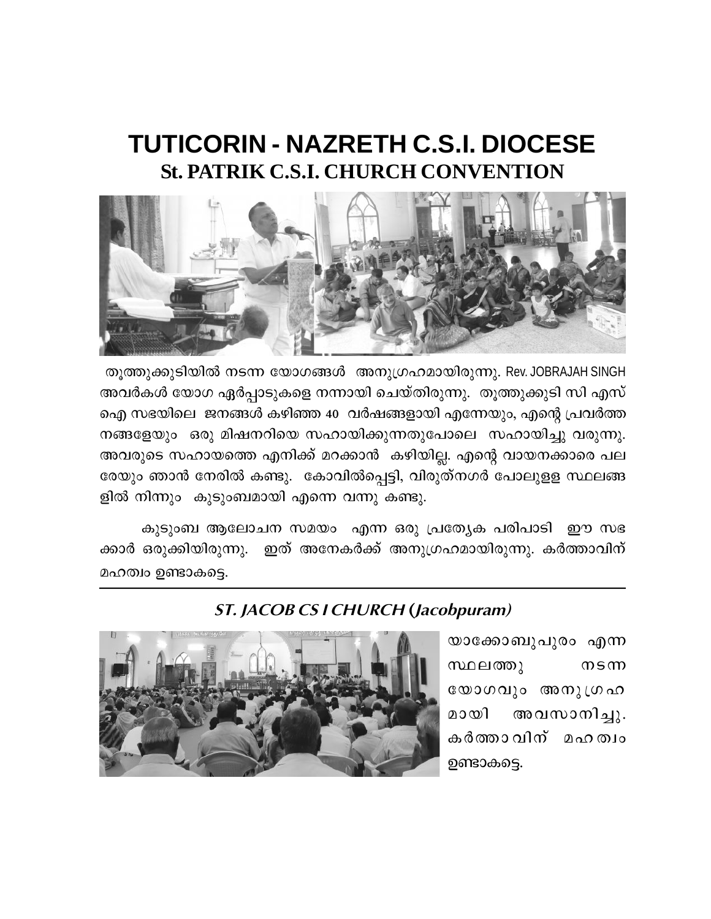# TUTICORIN - NAZRETH C.S.I. DIOCESE
## St. PATRIK C.S.I. CHURCH CONVENTION

തൂത്തുക്കുടിയിൽ നടന്ന യോഗങ്ങൾ അനുഗ്രഹമായിരുന്നു. Rev. JOBRAJAH SINGH അവർകൾ യോഗ ഏർപ്പാടുകളെ നന്നായി ചെയ്തിരുന്നു. തൂത്തുക്കുടി സി എസ് ഐ സഭയിലെ ജനങ്ങൾ കഴിഞ്ഞ 40 വർഷങ്ങളായി എന്നേയും, എന്റെ പ്രവർത്തനങ്ങളേയും ഒരു മിഷനറിയെ സഹായിക്കുന്നതുപോലെ സഹായിച്ചു വരുന്നു. അവരുടെ സഹായത്തെ എനിക്ക് മറക്കാൻ കഴിയില്ല. എന്റെ വായനക്കാരെ പലരേയും ഞാൻ നേരിൽ കണ്ടു. കോവിൽപ്പെട്ടി, വിരുത്നഗർ പോലുള്ള സ്ഥലങ്ങളിൽ നിന്നും കുടുംബമായി എന്നെ വന്നു കണ്ടു.

കുടുംബ ആലോചന സമയം എന്ന ഒരു പ്രത്യേക പരിപാടി ഈ സഭക്കാർ ഒരുക്കിയിരുന്നു. ഇത് അനേകർക്ക് അനുഗ്രഹമായിരുന്നു. കർത്താവിന് മഹത്വം ഉണ്ടാകട്ടെ.

---

### *ST. JACOB CS I CHURCH (Jacobpuram)*

യാക്കോബുപുരം എന്ന സ്ഥലത്തു നടന്ന യോഗവും അനുഗ്രഹമായി അവസാനിച്ചു. കർത്താവിന് മഹത്വം ഉണ്ടാകട്ടെ.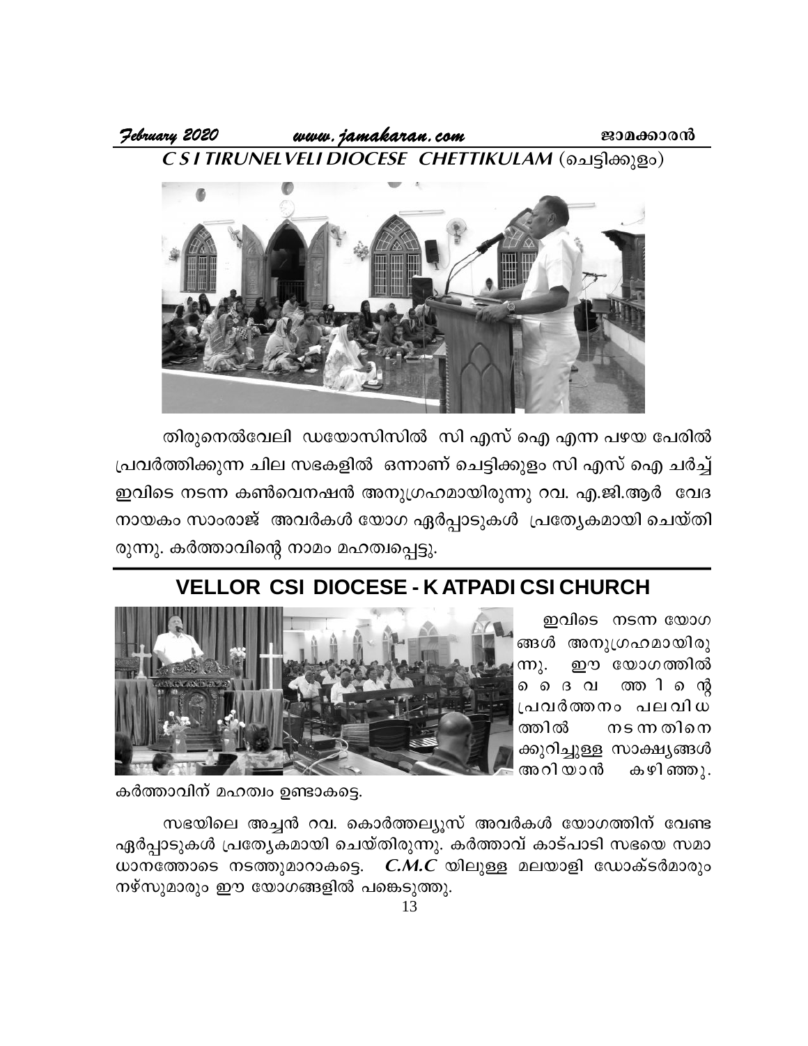## *C S I TIRUNELVELI DIOCESE CHETTIKULAM* (ചെട്ടിക്കുളം)

തിരുനെൽവേലി ഡയോസിസിൽ സി എസ് ഐ എന്ന പഴയ പേരിൽ പ്രവർത്തിക്കുന്ന ചില സഭകളിൽ ഒന്നാണ് ചെട്ടിക്കുളം സി എസ് ഐ ചർച്ച് ഇവിടെ നടന്ന കൺവെനഷൻ അനുഗ്രഹമായിരുന്നു റവ. എ.ജി.ആർ വേദ നായകം സാംരാജ് അവർകൾ യോഗ ഏർപ്പാടുകൾ പ്രത്യേകമായി ചെയ്തി രുന്നു. കർത്താവിന്റെ നാമം മഹത്വപ്പെട്ടു.

## VELLOR CSI DIOCESE - K ATPADI CSI CHURCH

ഇവിടെ നടന്ന യോഗങ്ങൾ അനുഗ്രഹമായിരുന്നു. ഈ യോഗത്തിൽ ദൈവത്തിന്റെ പ്രവർത്തനം പലവിധത്തിൽ നടന്നതിനെക്കുറിച്ചുള്ള സാക്ഷ്യങ്ങൾ അറിയാൻ കഴിഞ്ഞു. കർത്താവിന് മഹത്വം ഉണ്ടാകട്ടെ.

സഭയിലെ അച്ചൻ റവ. കൊർത്തല്യൂസ് അവർകൾ യോഗത്തിന് വേണ്ട ഏർപ്പാടുകൾ പ്രത്യേകമായി ചെയ്തിരുന്നു. കർത്താവ് കാട്പാടി സഭയെ സമാധാനത്തോടെ നടത്തുമാറാകട്ടെ. ***C.M.C*** യിലുള്ള മലയാളി ഡോക്ടർമാരും നഴ്സുമാരും ഈ യോഗങ്ങളിൽ പങ്കെടുത്തു.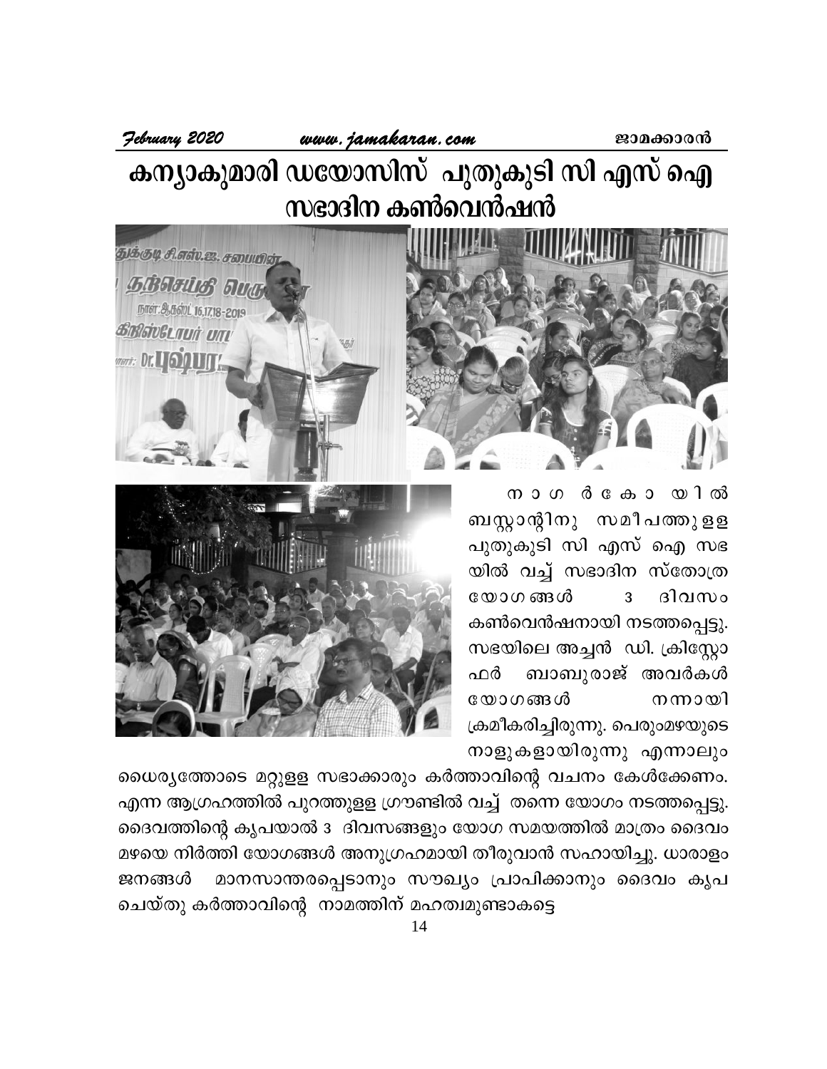# കന്യാകുമാരി ഡയോസിസ് പുതുകുടി സി എസ് ഐ സഭാദിന കൺവെൻഷൻ

നാഗർകോയിൽ ബസ്സ്റ്റാന്റിനു സമീപത്തുള്ള പുതുകുടി സി എസ് ഐ സഭയിൽ വച്ച് സഭാദിന സ്തോത്ര യോഗങ്ങൾ 3 ദിവസം കൺവെൻഷനായി നടത്തപ്പെട്ടു. സഭയിലെ അച്ചൻ ഡി. ക്രിസ്റ്റോഫർ ബാബുരാജ് അവർകൾ യോഗങ്ങൾ നന്നായി ക്രമീകരിച്ചിരുന്നു. പെരുംമഴയുടെ നാളുകളായിരുന്നു എന്നാലും ധൈര്യത്തോടെ മറ്റുള്ള സഭാക്കാരും കർത്താവിന്റെ വചനം കേൾക്കേണം. എന്ന ആഗ്രഹത്തിൽ പുറത്തുള്ള ഗ്രൗണ്ടിൽ വച്ച് തന്നെ യോഗം നടത്തപ്പെട്ടു. ദൈവത്തിന്റെ കൃപയാൽ 3 ദിവസങ്ങളും യോഗ സമയത്തിൽ മാത്രം ദൈവം മഴയെ നിർത്തി യോഗങ്ങൾ അനുഗ്രഹമായി തീരുവാൻ സഹായിച്ചു. ധാരാളം ജനങ്ങൾ മാനസാന്തരപ്പെടാനും സൗഖ്യം പ്രാപിക്കാനും ദൈവം കൃപ ചെയ്തു കർത്താവിന്റെ നാമത്തിന് മഹത്വമുണ്ടാകട്ടെ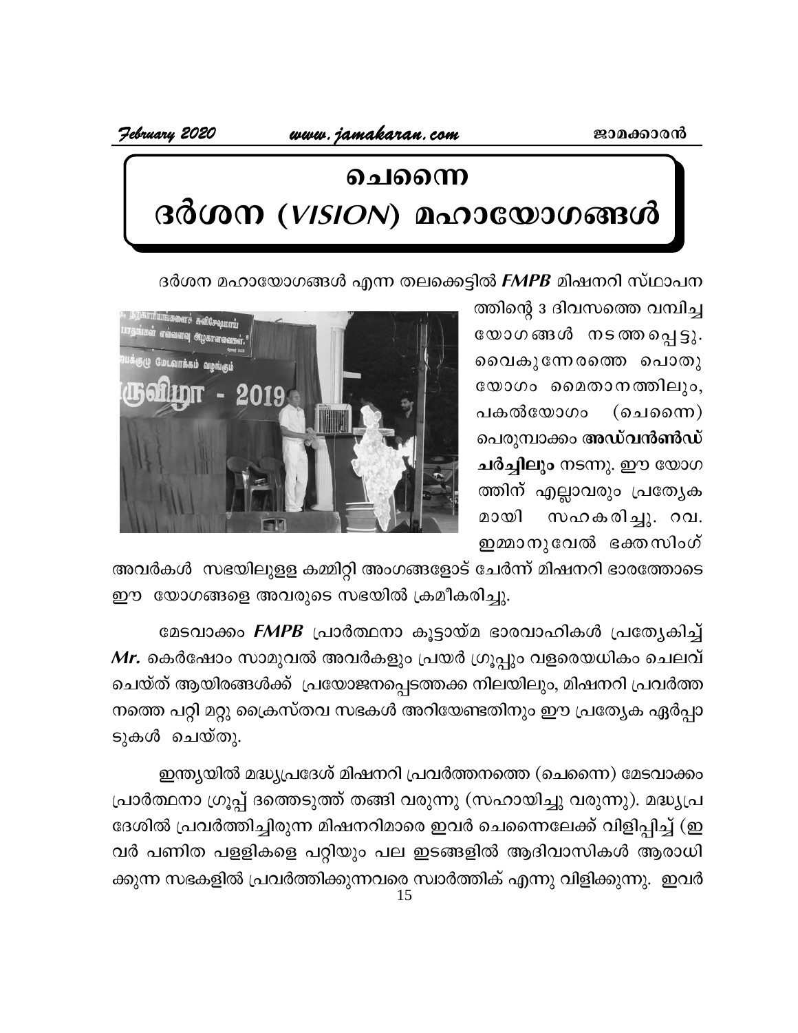# ചെന്നൈ ദർശന (*VISION*) മഹായോഗങ്ങൾ

ദർശന മഹായോഗങ്ങൾ എന്ന തലക്കെട്ടിൽ ***FMPB*** മിഷനറി സ്ഥാപനത്തിന്റെ 3 ദിവസത്തെ വമ്പിച്ച യോഗങ്ങൾ നടത്തപ്പെട്ടു. വൈകുന്നേരത്തെ പൊതുയോഗം മൈതാനത്തിലും, പകൽയോഗം (ചെന്നൈ) പെരുമ്പാക്കം **അഡ്‌വൻഡ് ചർച്ചിലും** നടന്നു. ഈ യോഗത്തിന് എല്ലാവരും പ്രത്യേകമായി സഹകരിച്ചു. റവ. ഇമ്മാനുവേൽ ഭക്തസിംഗ് അവർകൾ സഭയിലുള്ള കമ്മിറ്റി അംഗങ്ങളോട് ചേർന്ന് മിഷനറി ഭാരത്തോടെ ഈ യോഗങ്ങളെ അവരുടെ സഭയിൽ ക്രമീകരിച്ചു.

മേടവാക്കം ***FMPB*** പ്രാർത്ഥനാ കൂട്ടായ്മ ഭാരവാഹികൾ പ്രത്യേകിച്ച് ***Mr.*** കെർഷോം സാമുവൽ അവർകളും പ്രയർ ഗ്രൂപ്പും വളരെയധികം ചെലവ് ചെയ്ത് ആയിരങ്ങൾക്ക് പ്രയോജനപ്പെടത്തക്ക നിലയിലും, മിഷനറി പ്രവർത്തനത്തെ പറ്റി മറ്റു ക്രൈസ്തവ സഭകൾ അറിയേണ്ടതിനും ഈ പ്രത്യേക ഏർപ്പാടുകൾ ചെയ്തു.

ഇന്ത്യയിൽ മദ്ധ്യപ്രദേശ് മിഷനറി പ്രവർത്തനത്തെ (ചെന്നൈ) മേടവാക്കം പ്രാർത്ഥനാ ഗ്രൂപ്പ് ദത്തെടുത്ത് തങ്ങി വരുന്നു (സഹായിച്ചു വരുന്നു). മദ്ധ്യപ്രദേശിൽ പ്രവർത്തിച്ചിരുന്ന മിഷനറിമാരെ ഇവർ ചെന്നൈലേക്ക് വിളിപ്പിച്ച് (ഇവർ പണിത പള്ളികളെ പറ്റിയും പല ഇടങ്ങളിൽ ആദിവാസികൾ ആരാധിക്കുന്ന സഭകളിൽ പ്രവർത്തിക്കുന്നവരെ സ്വാർത്തിക് എന്നു വിളിക്കുന്നു. ഇവർ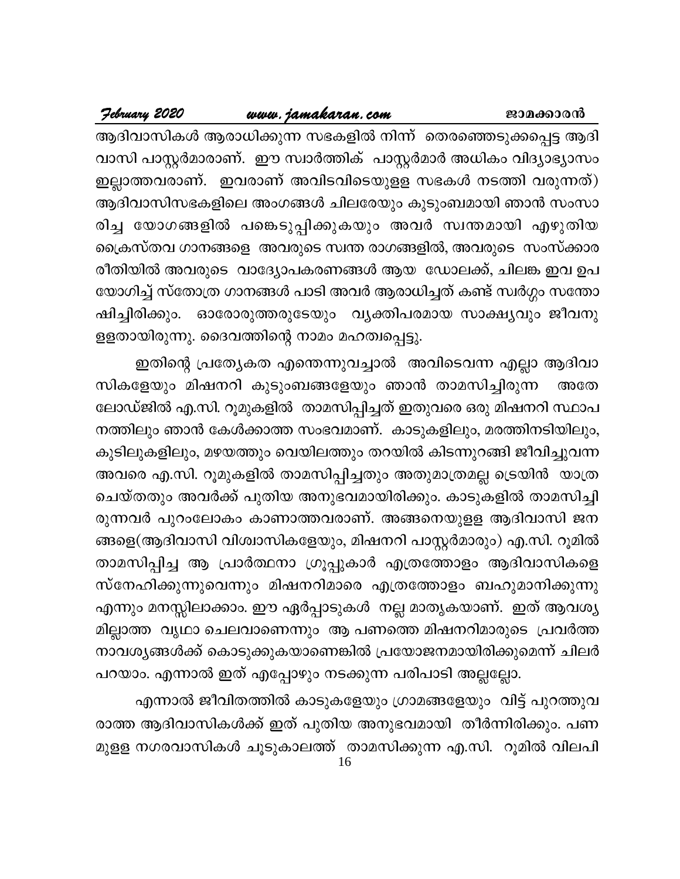ആദിവാസികൾ ആരാധിക്കുന്ന സഭകളിൽ നിന്ന് തെരഞ്ഞെടുക്കപ്പെട്ട ആദിവാസി പാസ്റ്റർമാരാണ്. ഈ സ്വാർത്തിക് പാസ്റ്റർമാർ അധികം വിദ്യാഭ്യാസം ഇല്ലാത്തവരാണ്. ഇവരാണ് അവിടവിടെയുള്ള സഭകൾ നടത്തി വരുന്നത്) ആദിവാസിസഭകളിലെ അംഗങ്ങൾ ചിലരേയും കുടുംബമായി ഞാൻ സംസാരിച്ച യോഗങ്ങളിൽ പങ്കെടുപ്പിക്കുകയും അവർ സ്വന്തമായി എഴുതിയ ക്രൈസ്തവ ഗാനങ്ങളെ അവരുടെ സ്വന്ത രാഗങ്ങളിൽ, അവരുടെ സംസ്ക്കാര രീതിയിൽ അവരുടെ വാദ്യോപകരണങ്ങൾ ആയ ഡോലക്ക്, ചിലങ്ക ഇവ ഉപയോഗിച്ച് സ്തോത്ര ഗാനങ്ങൾ പാടി അവർ ആരാധിച്ചത് കണ്ട് സ്വർഗ്ഗം സന്തോഷിച്ചിരിക്കും. ഓരോരുത്തരുടേയും വ്യക്തിപരമായ സാക്ഷ്യവും ജീവനുള്ളതായിരുന്നു. ദൈവത്തിന്റെ നാമം മഹത്വപ്പെട്ടു.

ഇതിന്റെ പ്രത്യേകത എന്തെന്നുവച്ചാൽ അവിടെവന്ന എല്ലാ ആദിവാസികളേയും മിഷനറി കുടുംബങ്ങളേയും ഞാൻ താമസിച്ചിരുന്ന അതേ ലോഡ്ജിൽ എ.സി. റൂമുകളിൽ താമസിപ്പിച്ചത് ഇതുവരെ ഒരു മിഷനറി സ്ഥാപനത്തിലും ഞാൻ കേൾക്കാത്ത സംഭവമാണ്. കാടുകളിലും, മരത്തിനടിയിലും, കുടിലുകളിലും, മഴയത്തും വെയിലത്തും തറയിൽ കിടന്നുറങ്ങി ജീവിച്ചുവന്ന അവരെ എ.സി. റൂമുകളിൽ താമസിപ്പിച്ചതും അതുമാത്രമല്ല ട്രെയിൻ യാത്ര ചെയ്തതും അവർക്ക് പുതിയ അനുഭവമായിരിക്കും. കാടുകളിൽ താമസിച്ചിരുന്നവർ പുറംലോകം കാണാത്തവരാണ്. അങ്ങനെയുള്ള ആദിവാസി ജനങ്ങളെ(ആദിവാസി വിശ്വാസികളേയും, മിഷനറി പാസ്റ്റർമാരും) എ.സി. റൂമിൽ താമസിപ്പിച്ച ആ പ്രാർത്ഥനാ ഗ്രൂപ്പുകാർ എത്രത്തോളം ആദിവാസികളെ സ്നേഹിക്കുന്നുവെന്നും മിഷനറിമാരെ എത്രത്തോളം ബഹുമാനിക്കുന്നു എന്നും മനസ്സിലാക്കാം. ഈ ഏർപ്പാടുകൾ നല്ല മാതൃകയാണ്. ഇത് ആവശ്യമില്ലാത്ത വൃഥാ ചെലവാണെന്നും ആ പണത്തെ മിഷനറിമാരുടെ പ്രവർത്തനാവശ്യങ്ങൾക്ക് കൊടുക്കുകയാണെങ്കിൽ പ്രയോജനമായിരിക്കുമെന്ന് ചിലർ പറയാം. എന്നാൽ ഇത് എപ്പോഴും നടക്കുന്ന പരിപാടി അല്ലല്ലോ.

എന്നാൽ ജീവിതത്തിൽ കാടുകളേയും ഗ്രാമങ്ങളേയും വിട്ട് പുറത്തുവരാത്ത ആദിവാസികൾക്ക് ഇത് പുതിയ അനുഭവമായി തീർന്നിരിക്കും. പണമുള്ള നഗരവാസികൾ ചൂടുകാലത്ത് താമസിക്കുന്ന എ.സി. റൂമിൽ വിലപി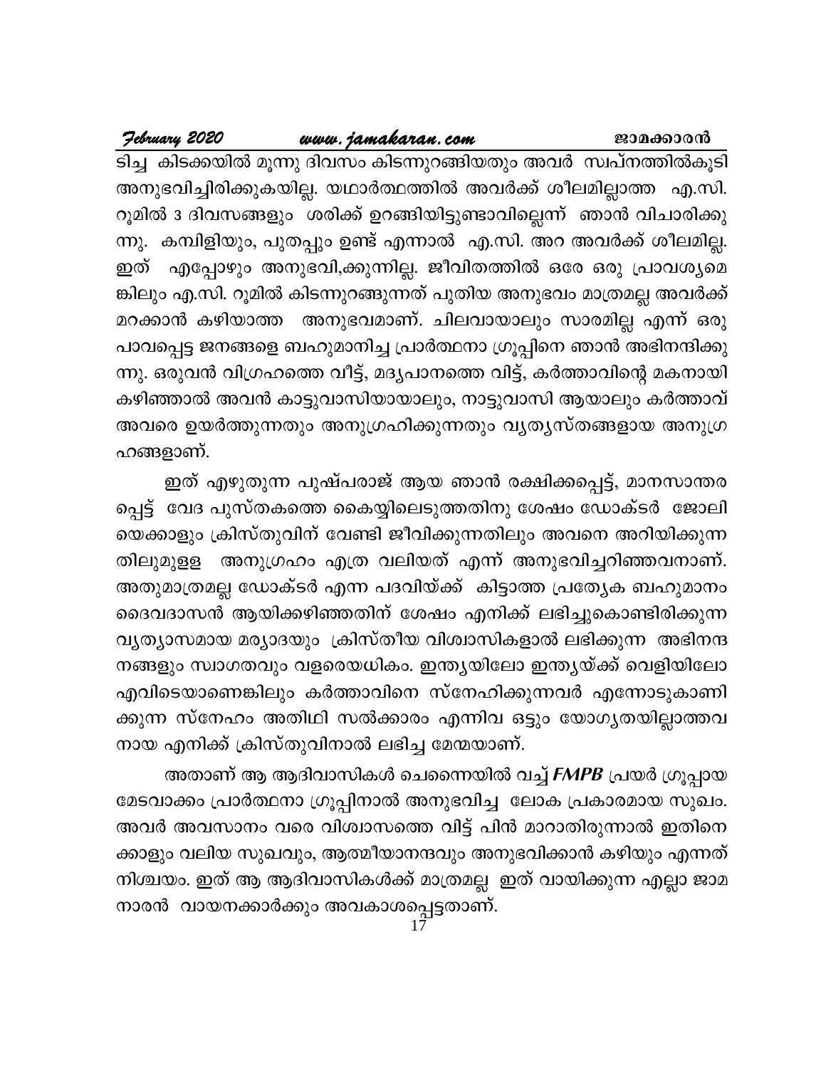ടിച്ച കിടക്കയിൽ മൂന്നു ദിവസം കിടന്നുറങ്ങിയതും അവർ സ്വപ്നത്തിൽകൂടി അനുഭവിച്ചിരിക്കുകയില്ല. യഥാർത്ഥത്തിൽ അവർക്ക് ശീലമില്ലാത്ത എ.സി. റൂമിൽ 3 ദിവസങ്ങളും ശരിക്ക് ഉറങ്ങിയിട്ടുണ്ടാവില്ലെന്ന് ഞാൻ വിചാരിക്കുന്നു. കമ്പിളിയും, പുതപ്പും ഉണ്ട് എന്നാൽ എ.സി. അറ അവർക്ക് ശീലമില്ല. ഇത് എപ്പോഴും അനുഭവി,ക്കുന്നില്ല. ജീവിതത്തിൽ ഒരേ ഒരു പ്രാവശ്യമെങ്കിലും എ.സി. റൂമിൽ കിടന്നുറങ്ങുന്നത് പുതിയ അനുഭവം മാത്രമല്ല അവർക്ക് മറക്കാൻ കഴിയാത്ത അനുഭവമാണ്. ചിലവായാലും സാരമില്ല എന്ന് ഒരു പാവപ്പെട്ട ജനങ്ങളെ ബഹുമാനിച്ച പ്രാർത്ഥനാ ഗ്രൂപ്പിനെ ഞാൻ അഭിനന്ദിക്കുന്നു. ഒരുവൻ വിഗ്രഹത്തെ വീട്ട്, മദ്യപാനത്തെ വിട്ട്, കർത്താവിന്റെ മകനായി കഴിഞ്ഞാൽ അവൻ കാട്ടുവാസിയായാലും, നാട്ടുവാസി ആയാലും കർത്താവ് അവരെ ഉയർത്തുന്നതും അനുഗ്രഹിക്കുന്നതും വ്യത്യസ്തങ്ങളായ അനുഗ്രഹങ്ങളാണ്.

ഇത് എഴുതുന്ന പുഷ്പരാജ് ആയ ഞാൻ രക്ഷിക്കപ്പെട്ട്, മാനസാന്തരപ്പെട്ട് വേദ പുസ്തകത്തെ കൈയ്യിലെടുത്തതിനു ശേഷം ഡോക്ടർ ജോലിയെക്കാളും ക്രിസ്തുവിന് വേണ്ടി ജീവിക്കുന്നതിലും അവനെ അറിയിക്കുന്നതിലുമുളള അനുഗ്രഹം എത്ര വലിയത് എന്ന് അനുഭവിച്ചറിഞ്ഞവനാണ്. അതുമാത്രമല്ല ഡോക്ടർ എന്ന പദവിയ്ക്ക് കിട്ടാത്ത പ്രത്യേക ബഹുമാനം ദൈവദാസൻ ആയിക്കഴിഞ്ഞതിന് ശേഷം എനിക്ക് ലഭിച്ചുകൊണ്ടിരിക്കുന്ന വ്യത്യാസമായ മര്യാദയും ക്രിസ്തീയ വിശ്വാസികളാൽ ലഭിക്കുന്ന അഭിനന്ദനങ്ങളും സ്വാഗതവും വളരെയധികം. ഇന്ത്യയിലോ ഇന്ത്യയ്ക്ക് വെളിയിലോ എവിടെയാണെങ്കിലും കർത്താവിനെ സ്നേഹിക്കുന്നവർ എന്നോടുകാണിക്കുന്ന സ്നേഹം അതിഥി സൽക്കാരം എന്നിവ ഒട്ടും യോഗ്യതയില്ലാത്തവനായ എനിക്ക് ക്രിസ്തുവിനാൽ ലഭിച്ച മേന്മയാണ്.

അതാണ് ആ ആദിവാസികൾ ചെന്നൈയിൽ വച്ച് ***FMPB*** പ്രയർ ഗ്രൂപ്പായ മേടവാക്കം പ്രാർത്ഥനാ ഗ്രൂപ്പിനാൽ അനുഭവിച്ച ലോക പ്രകാരമായ സുഖം. അവർ അവസാനം വരെ വിശ്വാസത്തെ വിട്ട് പിൻ മാറാതിരുന്നാൽ ഇതിനെക്കാളും വലിയ സുഖവും, ആത്മീയാനന്ദവും അനുഭവിക്കാൻ കഴിയും എന്നത് നിശ്ചയം. ഇത് ആ ആദിവാസികൾക്ക് മാത്രമല്ല ഇത് വായിക്കുന്ന എല്ലാ ജാമനാരൻ വായനക്കാർക്കും അവകാശപ്പെട്ടതാണ്.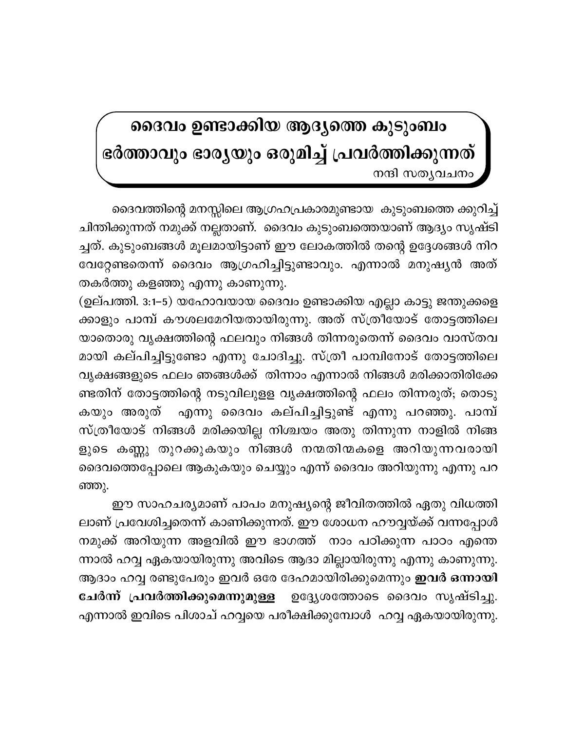# ദൈവം ഉണ്ടാക്കിയ ആദ്യത്തെ കുടുംബം ഭർത്താവും ഭാര്യയും ഒരുമിച്ച് പ്രവർത്തിക്കുന്നത്

നന്ദി സത്യവചനം

ദൈവത്തിന്റെ മനസ്സിലെ ആഗ്രഹപ്രകാരമുണ്ടായ കുടുംബത്തെ ക്കുറിച്ച് ചിന്തിക്കുന്നത് നമുക്ക് നല്ലതാണ്. ദൈവം കുടുംബത്തെയാണ് ആദ്യം സൃഷ്ടിച്ചത്. കുടുംബങ്ങൾ മൂലമായിട്ടാണ് ഈ ലോകത്തിൽ തന്റെ ഉദ്ദേശങ്ങൾ നിറവേറ്റേണ്ടതെന്ന് ദൈവം ആഗ്രഹിച്ചിട്ടുണ്ടാവും. എന്നാൽ മനുഷ്യൻ അത് തകർത്തു കളഞ്ഞു എന്നു കാണുന്നു.

(ഉല്പത്തി. 3:1–5) യഹോവയായ ദൈവം ഉണ്ടാക്കിയ എല്ലാ കാട്ടു ജന്തുക്കളെക്കാളും പാമ്പ് കൗശലമേറിയതായിരുന്നു. അത് സ്ത്രീയോട് തോട്ടത്തിലെ യാതൊരു വൃക്ഷത്തിന്റെ ഫലവും നിങ്ങൾ തിന്നരുതെന്ന് ദൈവം വാസ്തവമായി കല്പിച്ചിട്ടുണ്ടോ എന്നു ചോദിച്ചു. സ്ത്രീ പാമ്പിനോട് തോട്ടത്തിലെ വൃക്ഷങ്ങളുടെ ഫലം ഞങ്ങൾക്ക് തിന്നാം എന്നാൽ നിങ്ങൾ മരിക്കാതിരിക്കേണ്ടതിന് തോട്ടത്തിന്റെ നടുവിലുള്ള വൃക്ഷത്തിന്റെ ഫലം തിന്നരുത്; തൊടുകയും അരുത് എന്നു ദൈവം കല്പിച്ചിട്ടുണ്ട് എന്നു പറഞ്ഞു. പാമ്പ് സ്ത്രീയോട് നിങ്ങൾ മരിക്കയില്ല നിശ്ചയം അതു തിന്നുന്ന നാളിൽ നിങ്ങളുടെ കണ്ണു തുറക്കുകയും നിങ്ങൾ നന്മതിന്മകളെ അറിയുന്നവരായി ദൈവത്തെപ്പോലെ ആകുകയും ചെയ്യും എന്ന് ദൈവം അറിയുന്നു എന്നു പറഞ്ഞു.

ഈ സാഹചര്യമാണ് പാപം മനുഷ്യന്റെ ജീവിതത്തിൽ ഏതു വിധത്തിലാണ് പ്രവേശിച്ചതെന്ന് കാണിക്കുന്നത്. ഈ ശോധന ഹൗവ്വയ്ക്ക് വന്നപ്പോൾ നമുക്ക് അറിയുന്ന അളവിൽ ഈ ഭാഗത്ത് നാം പഠിക്കുന്ന പാഠം എന്തെന്നാൽ ഹവ്വ ഏകയായിരുന്നു അവിടെ ആദാ മില്ലായിരുന്നു എന്നു കാണുന്നു. ആദാം ഹവ്വ രണ്ടുപേരും ഇവർ ഒരേ ദേഹമായിരിക്കുമെന്നും **ഇവർ ഒന്നായി ചേർന്ന് പ്രവർത്തിക്കുമെന്നുമുള്ള** ഉദ്ദ്യേശത്തോടെ ദൈവം സൃഷ്ടിച്ചു. എന്നാൽ ഇവിടെ പിശാച് ഹവ്വയെ പരീക്ഷിക്കുമ്പോൾ ഹവ്വ ഏകയായിരുന്നു.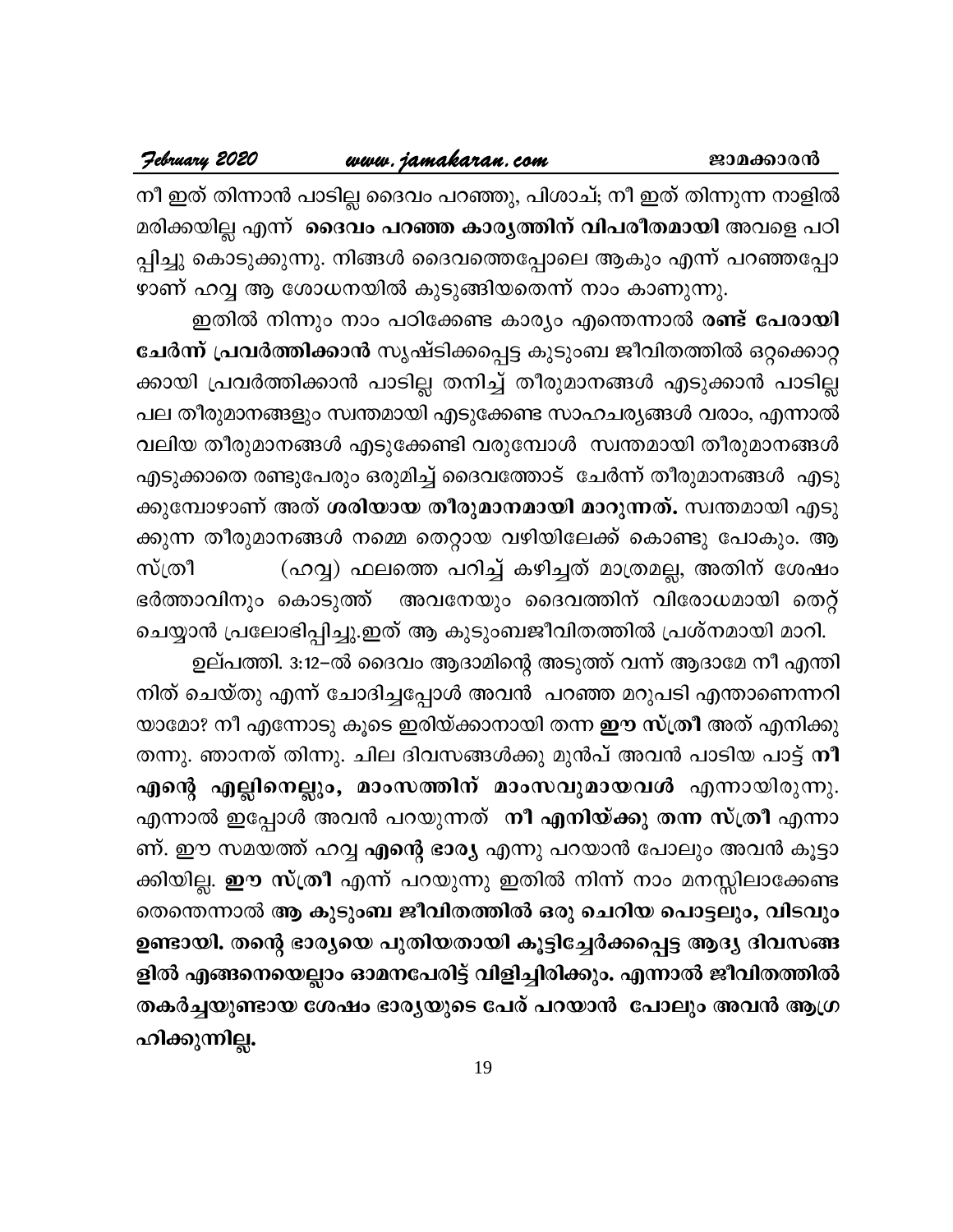നീ ഇത് തിന്നാൻ പാടില്ല ദൈവം പറഞ്ഞു, പിശാച്; നീ ഇത് തിന്നുന്ന നാളിൽ മരിക്കയില്ല എന്ന് **ദൈവം പറഞ്ഞ കാര്യത്തിന് വിപരീതമായി** അവളെ പഠിപ്പിച്ചു കൊടുക്കുന്നു. നിങ്ങൾ ദൈവത്തെപ്പോലെ ആകും എന്ന് പറഞ്ഞപ്പോഴാണ് ഹവ്വ ആ ശോധനയിൽ കുടുങ്ങിയതെന്ന് നാം കാണുന്നു.

ഇതിൽ നിന്നും നാം പഠിക്കേണ്ട കാര്യം എന്തെന്നാൽ **രണ്ട് പേരായി ചേർന്ന് പ്രവർത്തിക്കാൻ** സൃഷ്ടിക്കപ്പെട്ട കുടുംബ ജീവിതത്തിൽ ഒറ്റക്കൊറ്റക്കായി പ്രവർത്തിക്കാൻ പാടില്ല തനിച്ച് തീരുമാനങ്ങൾ എടുക്കാൻ പാടില്ല പല തീരുമാനങ്ങളും സ്വന്തമായി എടുക്കേണ്ട സാഹചര്യങ്ങൾ വരാം, എന്നാൽ വലിയ തീരുമാനങ്ങൾ എടുക്കേണ്ടി വരുമ്പോൾ സ്വന്തമായി തീരുമാനങ്ങൾ എടുക്കാതെ രണ്ടുപേരും ഒരുമിച്ച് ദൈവത്തോട് ചേർന്ന് തീരുമാനങ്ങൾ എടുക്കുമ്പോഴാണ് അത് **ശരിയായ തീരുമാനമായി മാറുന്നത്.** സ്വന്തമായി എടുക്കുന്ന തീരുമാനങ്ങൾ നമ്മെ തെറ്റായ വഴിയിലേക്ക് കൊണ്ടു പോകും. ആ സ്ത്രീ (ഹവ്വ) ഫലത്തെ പറിച്ച് കഴിച്ചത് മാത്രമല്ല, അതിന് ശേഷം ഭർത്താവിനും കൊടുത്ത് അവനേയും ദൈവത്തിന് വിരോധമായി തെറ്റ് ചെയ്യാൻ പ്രലോഭിപ്പിച്ചു.ഇത് ആ കുടുംബജീവിതത്തിൽ പ്രശ്നമായി മാറി.

ഉല്പത്തി. 3:12–ൽ ദൈവം ആദാമിന്റെ അടുത്ത് വന്ന് ആദാമേ നീ എന്തിനിത് ചെയ്തു എന്ന് ചോദിച്ചപ്പോൾ അവൻ പറഞ്ഞ മറുപടി എന്താണെന്നറിയാമോ? നീ എന്നോടു കൂടെ ഇരിയ്ക്കാനായി തന്ന **ഈ സ്ത്രീ** അത് എനിക്കു തന്നു. ഞാനത് തിന്നു. ചില ദിവസങ്ങൾക്കു മുൻപ് അവൻ പാടിയ പാട്ട് **നീ എന്റെ എല്ലിനെല്ലും, മാംസത്തിന് മാംസവുമായവൾ** എന്നായിരുന്നു. എന്നാൽ ഇപ്പോൾ അവൻ പറയുന്നത് **നീ എനിയ്ക്കു തന്ന സ്ത്രീ** എന്നാണ്. ഈ സമയത്ത് ഹവ്വ **എന്റെ ഭാര്യ** എന്നു പറയാൻ പോലും അവൻ കൂട്ടാക്കിയില്ല. **ഈ സ്ത്രീ** എന്ന് പറയുന്നു ഇതിൽ നിന്ന് നാം മനസ്സിലാക്കേണ്ടതെന്തെന്നാൽ **ആ കുടുംബ ജീവിതത്തിൽ ഒരു ചെറിയ പൊട്ടലും, വിടവും ഉണ്ടായി. തന്റെ ഭാര്യയെ പുതിയതായി കൂട്ടിച്ചേർക്കപ്പെട്ട ആദ്യ ദിവസങ്ങളിൽ എങ്ങനെയെല്ലാം ഓമനപേരിട്ട് വിളിച്ചിരിക്കും. എന്നാൽ ജീവിതത്തിൽ തകർച്ചയുണ്ടായ ശേഷം ഭാര്യയുടെ പേര് പറയാൻ പോലും അവൻ ആഗ്രഹിക്കുന്നില്ല.**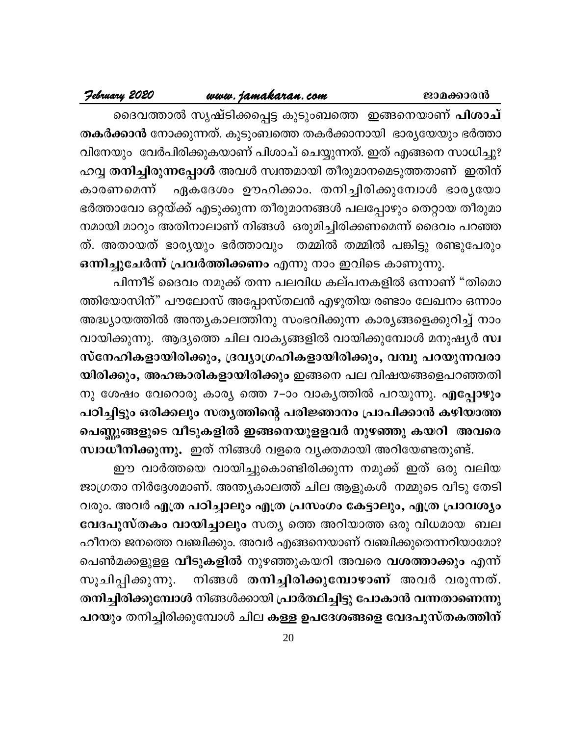ദൈവത്താൽ സൃഷ്ടിക്കപ്പെട്ട കുടുംബത്തെ ഇങ്ങനെയാണ് **പിശാച് തകർക്കാൻ** നോക്കുന്നത്. കുടുംബത്തെ തകർക്കാനായി ഭാര്യയേയും ഭർത്താവിനേയും വേർപിരിക്കുകയാണ് പിശാച് ചെയ്യുന്നത്. ഇത് എങ്ങനെ സാധിച്ചു? ഹവ്വ **തനിച്ചിരുന്നപ്പോൾ** അവൾ സ്വന്തമായി തീരുമാനമെടുത്തതാണ് ഇതിന് കാരണമെന്ന് ഏകദേശം ഊഹിക്കാം. തനിച്ചിരിക്കുമ്പോൾ ഭാര്യയോ ഭർത്താവോ ഒറ്റയ്ക്ക് എടുക്കുന്ന തീരുമാനങ്ങൾ പലപ്പോഴും തെറ്റായ തീരുമാനമായി മാറും അതിനാലാണ് നിങ്ങൾ ഒരുമിച്ചിരിക്കണമെന്ന് ദൈവം പറഞ്ഞത്. അതായത് ഭാര്യയും ഭർത്താവും തമ്മിൽ തമ്മിൽ പങ്കിട്ടു രണ്ടുപേരും **ഒന്നിച്ചുചേർന്ന് പ്രവർത്തിക്കണം** എന്നു നാം ഇവിടെ കാണുന്നു.

പിന്നീട് ദൈവം നമുക്ക് തന്ന പലവിധ കല്പനകളിൽ ഒന്നാണ് "തിമൊത്തിയോസിന്" പൗലോസ് അപ്പോസ്തലൻ എഴുതിയ രണ്ടാം ലേഖനം ഒന്നാം അദ്ധ്യായത്തിൽ അന്ത്യകാലത്തിനു സംഭവിക്കുന്ന കാര്യങ്ങളെക്കുറിച്ച് നാം വായിക്കുന്നു. ആദ്യത്തെ ചില വാക്യങ്ങളിൽ വായിക്കുമ്പോൾ മനുഷ്യർ **സ്വസ്നേഹികളായിരിക്കും, ദ്രവ്യാഗ്രഹികളായിരിക്കും, വമ്പു പറയുന്നവരായിരിക്കും, അഹങ്കാരികളായിരിക്കും** ഇങ്ങനെ പല വിഷയങ്ങളെപറഞ്ഞതിനു ശേഷം വേറൊരു കാര്യ ത്തെ 7–ാം വാക്യത്തിൽ പറയുന്നു. **എപ്പോഴും പഠിച്ചിട്ടും ഒരിക്കലും സത്യത്തിന്റെ പരിജ്ഞാനം പ്രാപിക്കാൻ കഴിയാത്ത പെണ്ണുങ്ങളുടെ വീടുകളിൽ ഇങ്ങനെയുള്ളവർ നുഴഞ്ഞു കയറി അവരെ സ്വാധീനിക്കുന്നു.** ഇത് നിങ്ങൾ വളരെ വ്യക്തമായി അറിയേണ്ടതുണ്ട്.

ഈ വാർത്തയെ വായിച്ചുകൊണ്ടിരിക്കുന്ന നമുക്ക് ഇത് ഒരു വലിയ ജാഗ്രതാ നിർദ്ദേശമാണ്. അന്ത്യകാലത്ത് ചില ആളുകൾ നമ്മുടെ വീടു തേടി വരും. അവർ **എത്ര പഠിച്ചാലും എത്ര പ്രസംഗം കേട്ടാലും, എത്ര പ്രാവശ്യം വേദപുസ്തകം വായിച്ചാലും** സത്യ ത്തെ അറിയാത്ത ഒരു വിധമായ ബലഹീനത ജനത്തെ വഞ്ചിക്കും. അവർ എങ്ങനെയാണ് വഞ്ചിക്കുതെന്നറിയാമോ? പെൺമക്കളുള്ള **വീടുകളിൽ** നുഴഞ്ഞുകയറി അവരെ **വശത്താക്കും** എന്ന് സൂചിപ്പിക്കുന്നു. നിങ്ങൾ **തനിച്ചിരിക്കുമ്പോഴാണ്** അവർ വരുന്നത്. **തനിച്ചിരിക്കുമ്പോൾ** നിങ്ങൾക്കായി **പ്രാർത്ഥിച്ചിട്ടു പോകാൻ വന്നതാണെന്നു പറയും** തനിച്ചിരിക്കുമ്പോൾ ചില **കള്ള ഉപദേശങ്ങളെ വേദപുസ്തകത്തിന്**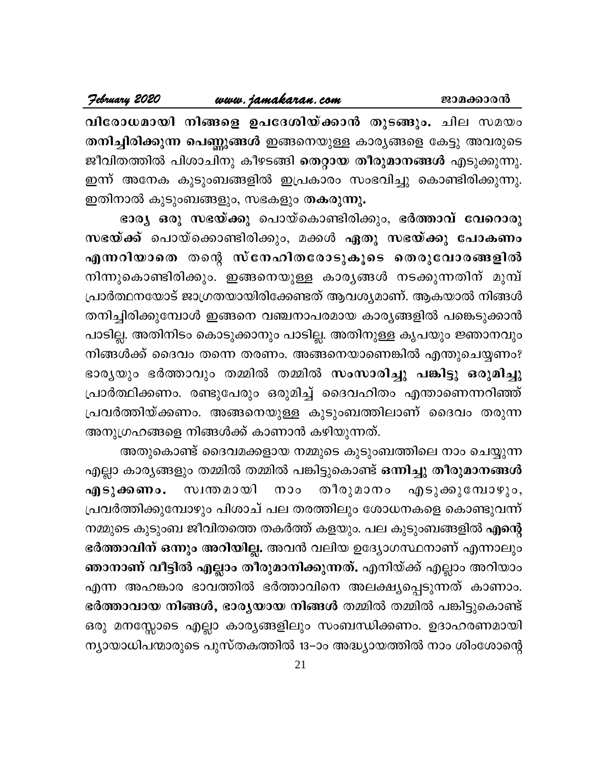**വിരോധമായി നിങ്ങളെ ഉപദേശിയ്ക്കാൻ തുടങ്ങും.** ചില സമയം **തനിച്ചിരിക്കുന്ന പെണ്ണുങ്ങൾ** ഇങ്ങനെയുള്ള കാര്യങ്ങളെ കേട്ടു അവരുടെ ജീവിതത്തിൽ പിശാചിനു കീഴടങ്ങി **തെറ്റായ തീരുമാനങ്ങൾ** എടുക്കുന്നു. ഇന്ന് അനേക കുടുംബങ്ങളിൽ ഇപ്രകാരം സംഭവിച്ചു കൊണ്ടിരിക്കുന്നു. ഇതിനാൽ കുടുംബങ്ങളും, സഭകളും **തകരുന്നു.**

**ഭാര്യ ഒരു സഭയ്ക്കു** പൊയ്കൊണ്ടിരിക്കും, **ഭർത്താവ് വേറൊരു സഭയ്ക്ക്** പൊയ്ക്കൊണ്ടിരിക്കും, മക്കൾ **ഏതു സഭയ്ക്കു പോകണം എന്നറിയാതെ** തന്റെ **സ്നേഹിതരോടുകൂടെ തെരുവോരങ്ങളിൽ** നിന്നുകൊണ്ടിരിക്കും. ഇങ്ങനെയുള്ള കാര്യങ്ങൾ നടക്കുന്നതിന് മുമ്പ് പ്രാർത്ഥനയോട് ജാഗ്രതയായിരിക്കേണ്ടത് ആവശ്യമാണ്. ആകയാൽ നിങ്ങൾ തനിച്ചിരിക്കുമ്പോൾ ഇങ്ങനെ വഞ്ചനാപരമായ കാര്യങ്ങളിൽ പങ്കെടുക്കാൻ പാടില്ല. അതിനിടം കൊടുക്കാനും പാടില്ല. അതിനുള്ള കൃപയും ജ്ഞാനവും നിങ്ങൾക്ക് ദൈവം തന്നെ തരണം. അങ്ങനെയാണെങ്കിൽ എന്തുചെയ്യണം? ഭാര്യയും ഭർത്താവും തമ്മിൽ തമ്മിൽ **സംസാരിച്ചു പങ്കിട്ടു ഒരുമിച്ചു** പ്രാർത്ഥിക്കണം. രണ്ടുപേരും ഒരുമിച്ച് ദൈവഹിതം എന്താണെന്നറിഞ്ഞ് പ്രവർത്തിയ്ക്കണം. അങ്ങനെയുള്ള കുടുംബത്തിലാണ് ദൈവം തരുന്ന അനുഗ്രഹങ്ങളെ നിങ്ങൾക്ക് കാണാൻ കഴിയുന്നത്.

അതുകൊണ്ട് ദൈവമക്കളായ നമ്മുടെ കുടുംബത്തിലെ നാം ചെയ്യുന്ന എല്ലാ കാര്യങ്ങളും തമ്മിൽ തമ്മിൽ പങ്കിട്ടുകൊണ്ട് **ഒന്നിച്ചു തീരുമാനങ്ങൾ എടുക്കണം.** സ്വന്തമായി നാം തീരുമാനം എടുക്കുമ്പോഴും, പ്രവർത്തിക്കുമ്പോഴും പിശാച് പല തരത്തിലും ശോധനകളെ കൊണ്ടുവന്ന് നമ്മുടെ കുടുംബ ജീവിതത്തെ തകർത്ത് കളയും. പല കുടുംബങ്ങളിൽ **എന്റെ ഭർത്താവിന് ഒന്നും അറിയില്ല.** അവൻ വലിയ ഉദ്യോഗസ്ഥനാണ് എന്നാലും **ഞാനാണ് വീട്ടിൽ എല്ലാം തീരുമാനിക്കുന്നത്.** എനിയ്ക്ക് എല്ലാം അറിയാം എന്ന അഹങ്കാര ഭാവത്തിൽ ഭർത്താവിനെ അലക്ഷ്യപ്പെടുന്നത് കാണാം. **ഭർത്താവായ നിങ്ങൾ, ഭാര്യയായ നിങ്ങൾ** തമ്മിൽ തമ്മിൽ പങ്കിട്ടുകൊണ്ട് ഒരു മനസ്സോടെ എല്ലാ കാര്യങ്ങളിലും സംബന്ധിക്കണം. ഉദാഹരണമായി ന്യായാധിപന്മാരുടെ പുസ്തകത്തിൽ 13-ാം അദ്ധ്യായത്തിൽ നാം ശിംശോന്റെ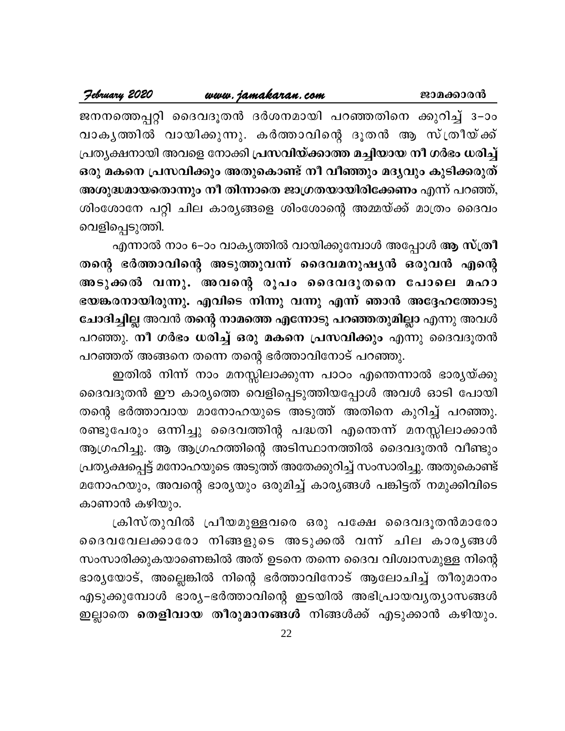ജനനത്തെപ്പറ്റി ദൈവദൂതൻ ദർശനമായി പറഞ്ഞതിനെ ക്കുറിച്ച് 3-ാം വാകൃത്തിൽ വായിക്കുന്നു. കർത്താവിന്റെ ദൂതൻ ആ സ്ത്രീയ്ക്ക് പ്രത്യക്ഷനായി അവളെ നോക്കി **പ്രസവിയ്ക്കാത്ത മച്ചിയായ നീ ഗർഭം ധരിച്ച് ഒരു മകനെ പ്രസവിക്കും അതുകൊണ്ട് നീ വീഞ്ഞും മദ്യവും കുടിക്കരുത് അശുദ്ധമായതൊന്നും നീ തിന്നാതെ ജാഗ്രതയായിരിക്കേണം** എന്ന് പറഞ്ഞ്, ശിംശോനേ പറ്റി ചില കാര്യങ്ങളെ ശിംശോന്റെ അമ്മയ്ക്ക് മാത്രം ദൈവം വെളിപ്പെടുത്തി.

എന്നാൽ നാം 6-ാം വാകൃത്തിൽ വായിക്കുമ്പോൾ അപ്പോൾ **ആ സ്ത്രീ തന്റെ ഭർത്താവിന്റെ അടുത്തുവന്ന് ദൈവമനുഷ്യൻ ഒരുവൻ എന്റെ അടുക്കൽ വന്നു. അവന്റെ രൂപം ദൈവദൂതനെ പോലെ മഹാ ഭയങ്കരനായിരുന്നു. എവിടെ നിന്നു വന്നു എന്ന് ഞാൻ അദ്ദേഹത്തോടു ചോദിച്ചില്ല** അവൻ **തന്റെ നാമത്തെ എന്നോടു പറഞ്ഞതുമില്ലാ** എന്നു അവൾ പറഞ്ഞു. **നീ ഗർഭം ധരിച്ച് ഒരു മകനെ പ്രസവിക്കും** എന്നു ദൈവദൂതൻ പറഞ്ഞത് അങ്ങനെ തന്നെ തന്റെ ഭർത്താവിനോട് പറഞ്ഞു.

ഇതിൽ നിന്ന് നാം മനസ്സിലാക്കുന്ന പാഠം എന്തെന്നാൽ ഭാര്യയ്ക്കു ദൈവദൂതൻ ഈ കാര്യത്തെ വെളിപ്പെടുത്തിയപ്പോൾ അവൾ ഓടി പോയി തന്റെ ഭർത്താവായ മാനോഹയുടെ അടുത്ത് അതിനെ കുറിച്ച് പറഞ്ഞു. രണ്ടുപേരും ഒന്നിച്ചു ദൈവത്തിന്റ പദ്ധതി എന്തെന്ന് മനസ്സിലാക്കാൻ ആഗ്രഹിച്ചു. ആ ആഗ്രഹത്തിന്റെ അടിസ്ഥാനത്തിൽ ദൈവദൂതൻ വീണ്ടും പ്രത്യക്ഷപ്പെട്ട് മനോഹയുടെ അടുത്ത് അതേക്കുറിച്ച് സംസാരിച്ചു. അതുകൊണ്ട് മനോഹയും, അവന്റെ ഭാര്യയും ഒരുമിച്ച് കാര്യങ്ങൾ പങ്കിട്ടത് നമുക്കിവിടെ കാണാൻ കഴിയും.

ക്രിസ്തുവിൽ പ്രീയമുള്ളവരെ ഒരു പക്ഷേ ദൈവദൂതൻമാരോ ദൈവവേലക്കാരോ നിങ്ങളുടെ അടുക്കൽ വന്ന് ചില കാര്യങ്ങൾ സംസാരിക്കുകയാണെങ്കിൽ അത് ഉടനെ തന്നെ ദൈവ വിശ്വാസമുള്ള നിന്റെ ഭാര്യയോട്, അല്ലെങ്കിൽ നിന്റെ ഭർത്താവിനോട് ആലോചിച്ച് തീരുമാനം എടുക്കുമ്പോൾ ഭാര്യ-ഭർത്താവിന്റെ ഇടയിൽ അഭിപ്രായവ്യത്യാസങ്ങൾ ഇല്ലാതെ **തെളിവായ തീരുമാനങ്ങൾ** നിങ്ങൾക്ക് എടുക്കാൻ കഴിയും.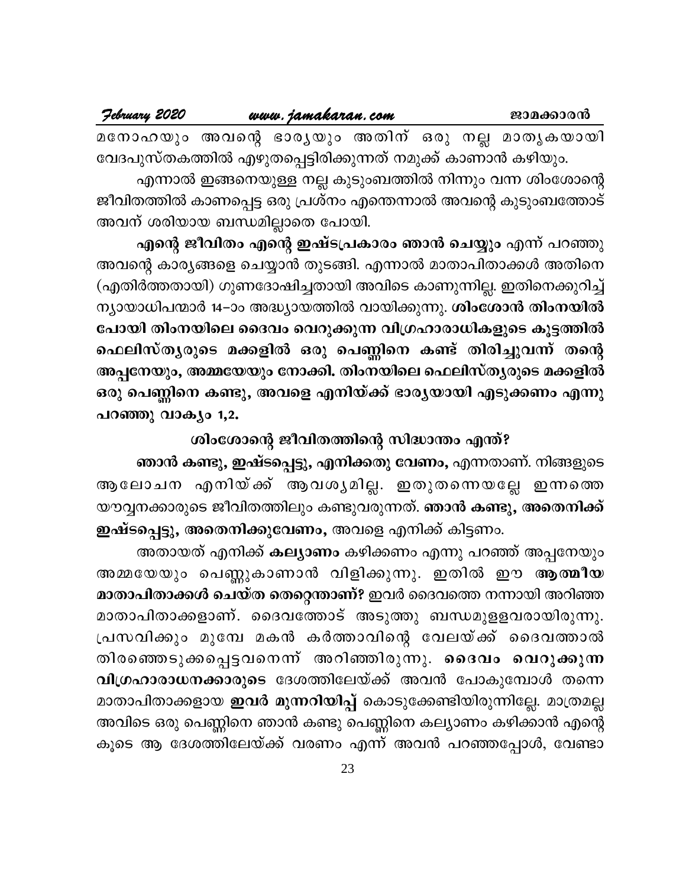മനോഹയും അവന്റെ ഭാര്യയും അതിന് ഒരു നല്ല മാതൃകയായി വേദപുസ്തകത്തിൽ എഴുതപ്പെട്ടിരിക്കുന്നത് നമുക്ക് കാണാൻ കഴിയും.

എന്നാൽ ഇങ്ങനെയുള്ള നല്ല കുടുംബത്തിൽ നിന്നും വന്ന ശിംശോന്റെ ജീവിതത്തിൽ കാണപ്പെട്ട ഒരു പ്രശ്നം എന്തെന്നാൽ അവന്റെ കുടുംബത്തോട് അവന് ശരിയായ ബന്ധമില്ലാതെ പോയി.

**എന്റെ ജീവിതം എന്റെ ഇഷ്ടപ്രകാരം ഞാൻ ചെയ്യും** എന്ന് പറഞ്ഞു അവന്റെ കാര്യങ്ങളെ ചെയ്യാൻ തുടങ്ങി. എന്നാൽ മാതാപിതാക്കൾ അതിനെ (എതിർത്തതായി) ഗുണദോഷിച്ചതായി അവിടെ കാണുന്നില്ല. ഇതിനെക്കുറിച്ച് ന്യായാധിപന്മാർ 14-ാം അദ്ധ്യായത്തിൽ വായിക്കുന്നു. **ശിംശോൻ തിംനയിൽ പോയി തിംനയിലെ ദൈവം വെറുക്കുന്ന വിഗ്രഹാരാധികളുടെ കൂട്ടത്തിൽ ഫെലിസ്ത്യരുടെ മക്കളിൽ ഒരു പെണ്ണിനെ കണ്ട് തിരിച്ചുവന്ന് തന്റെ അപ്പനേയും, അമ്മയേയും നോക്കി. തിംനയിലെ ഫെലിസ്ത്യരുടെ മക്കളിൽ ഒരു പെണ്ണിനെ കണ്ടു, അവളെ എനിയ്ക്ക് ഭാര്യയായി എടുക്കണം എന്നു പറഞ്ഞു വാക്യം 1,2.**

### ശിംശോന്റെ ജീവിതത്തിന്റെ സിദ്ധാന്തം എന്ത്?

**ഞാൻ കണ്ടു, ഇഷ്ടപ്പെട്ടു, എനിക്കതു വേണം,** എന്നതാണ്. നിങ്ങളുടെ ആലോചന എനിയ്ക്ക് ആവശ്യമില്ല. ഇതുതന്നെയല്ലേ ഇന്നത്തെ യൗവ്വനക്കാരുടെ ജീവിതത്തിലും കണ്ടുവരുന്നത്. **ഞാൻ കണ്ടു, അതെനിക്ക് ഇഷ്ടപ്പെട്ടു, അതെനിക്കുവേണം,** അവളെ എനിക്ക് കിട്ടണം.

അതായത് എനിക്ക് **കല്യാണം** കഴിക്കണം എന്നു പറഞ്ഞ് അപ്പനേയും അമ്മയേയും പെണ്ണുകാണാൻ വിളിക്കുന്നു. ഇതിൽ ഈ **ആത്മീയ മാതാപിതാക്കൾ ചെയ്ത തെറ്റെന്താണ്?** ഇവർ ദൈവത്തെ നന്നായി അറിഞ്ഞ മാതാപിതാക്കളാണ്. ദൈവത്തോട് അടുത്തു ബന്ധമുളളവരായിരുന്നു. പ്രസവിക്കും മുമ്പേ മകൻ കർത്താവിന്റെ വേലയ്ക്ക് ദൈവത്താൽ തിരഞ്ഞെടുക്കപ്പെട്ടവനെന്ന് അറിഞ്ഞിരുന്നു. **ദൈവം വെറുക്കുന്ന വിഗ്രഹാരാധനക്കാരുടെ** ദേശത്തിലേയ്ക്ക് അവൻ പോകുമ്പോൾ തന്നെ മാതാപിതാക്കളായ **ഇവർ മുന്നറിയിപ്പ്** കൊടുക്കേണ്ടിയിരുന്നില്ലേ. മാത്രമല്ല അവിടെ ഒരു പെണ്ണിനെ ഞാൻ കണ്ടു പെണ്ണിനെ കല്യാണം കഴിക്കാൻ എന്റെ കൂടെ ആ ദേശത്തിലേയ്ക്ക് വരണം എന്ന് അവൻ പറഞ്ഞപ്പോൾ, വേണ്ടാ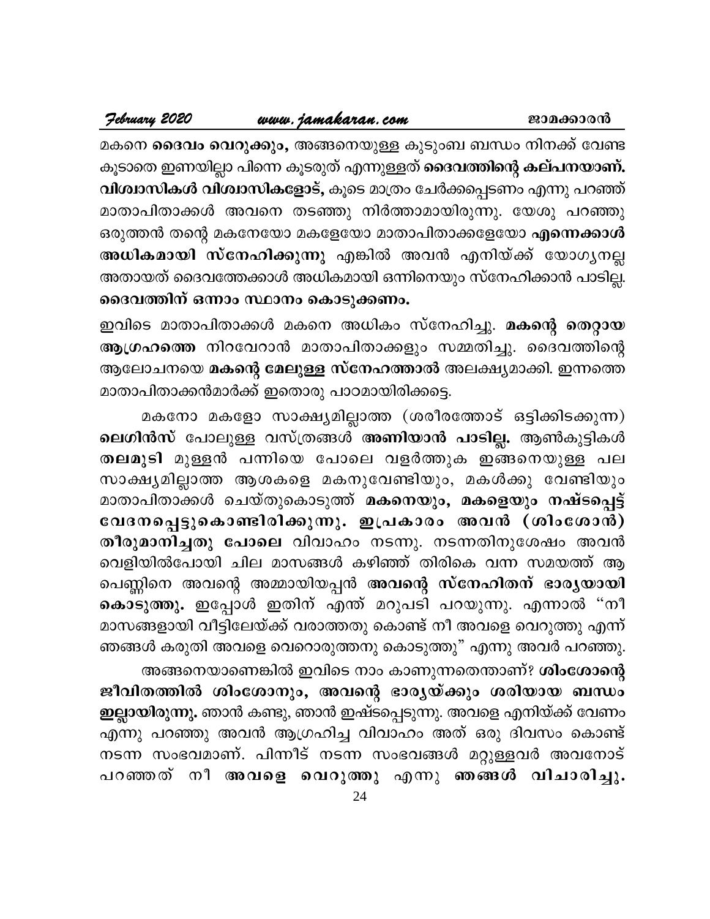മകനെ **ദൈവം വെറുക്കും,** അങ്ങനെയുള്ള കുടുംബ ബന്ധം നിനക്ക് വേണ്ട കൂടാതെ ഇണയില്ലാ പിന്നെ കൂടരുത് എന്നുള്ളത് **ദൈവത്തിന്റെ കല്പനയാണ്. വിശ്വാസികൾ വിശ്വാസികളോട്,** കൂടെ മാത്രം ചേർക്കപ്പെടണം എന്നു പറഞ്ഞ് മാതാപിതാക്കൾ അവനെ തടഞ്ഞു നിർത്താമായിരുന്നു. യേശു പറഞ്ഞു ഒരുത്തൻ തന്റെ മകനേയോ മകളേയോ മാതാപിതാക്കളേയോ **എന്നെക്കാൾ അധികമായി സ്നേഹിക്കുന്നു** എങ്കിൽ അവൻ എനിയ്ക്ക് യോഗ്യനല്ല അതായത് ദൈവത്തേക്കാൾ അധികമായി ഒന്നിനെയും സ്നേഹിക്കാൻ പാടില്ല. **ദൈവത്തിന് ഒന്നാം സ്ഥാനം കൊടുക്കണം.**

ഇവിടെ മാതാപിതാക്കൾ മകനെ അധികം സ്നേഹിച്ചു. **മകന്റെ തെറ്റായ ആഗ്രഹത്തെ** നിറവേറാൻ മാതാപിതാക്കളും സമ്മതിച്ചു. ദൈവത്തിന്റെ ആലോചനയെ **മകന്റെ മേലുള്ള സ്നേഹത്താൽ** അലക്ഷ്യമാക്കി. ഇന്നത്തെ മാതാപിതാക്കൻമാർക്ക് ഇതൊരു പാഠമായിരിക്കട്ടെ.

മകനോ മകളോ സാക്ഷ്യമില്ലാത്ത (ശരീരത്തോട് ഒട്ടിക്കിടക്കുന്ന) **ലെഗിൻസ്** പോലുള്ള വസ്ത്രങ്ങൾ **അണിയാൻ പാടില്ല.** ആൺകുട്ടികൾ **തലമുടി** മുള്ളൻ പന്നിയെ പോലെ വളർത്തുക ഇങ്ങനെയുള്ള പല സാക്ഷ്യമില്ലാത്ത ആശകളെ മകനുവേണ്ടിയും, മകൾക്കു വേണ്ടിയും മാതാപിതാക്കൾ ചെയ്തുകൊടുത്ത് **മകനെയും, മകളെയും നഷ്ടപ്പെട്ട് വേദനപ്പെട്ടുകൊണ്ടിരിക്കുന്നു. ഇപ്രകാരം അവൻ (ശിംശോൻ) തീരുമാനിച്ചതു പോലെ** വിവാഹം നടന്നു. നടന്നതിനുശേഷം അവൻ വെളിയിൽപോയി ചില മാസങ്ങൾ കഴിഞ്ഞ് തിരികെ വന്ന സമയത്ത് ആ പെണ്ണിനെ അവന്റെ അമ്മായിയപ്പൻ **അവന്റെ സ്നേഹിതന് ഭാര്യയായി കൊടുത്തു.** ഇപ്പോൾ ഇതിന് എന്ത് മറുപടി പറയുന്നു. എന്നാൽ "നീ മാസങ്ങളായി വീട്ടിലേയ്ക്ക് വരാത്തതു കൊണ്ട് നീ അവളെ വെറുത്തു എന്ന് ഞങ്ങൾ കരുതി അവളെ വെറൊരുത്തനു കൊടുത്തു" എന്നു അവർ പറഞ്ഞു.

അങ്ങനെയാണെങ്കിൽ ഇവിടെ നാം കാണുന്നതെന്താണ്? **ശിംശോന്റെ ജീവിതത്തിൽ ശിംശോനും, അവന്റെ ഭാര്യയ്ക്കും ശരിയായ ബന്ധം ഇല്ലായിരുന്നു.** ഞാൻ കണ്ടു, ഞാൻ ഇഷ്ടപ്പെടുന്നു. അവളെ എനിയ്ക്ക് വേണം എന്നു പറഞ്ഞു അവൻ ആഗ്രഹിച്ച വിവാഹം അത് ഒരു ദിവസം കൊണ്ട് നടന്ന സംഭവമാണ്. പിന്നീട് നടന്ന സംഭവങ്ങൾ മറ്റുള്ളവർ അവനോട് പറഞ്ഞത് നീ **അവളെ വെറുത്തു** എന്നു **ഞങ്ങൾ വിചാരിച്ചു.**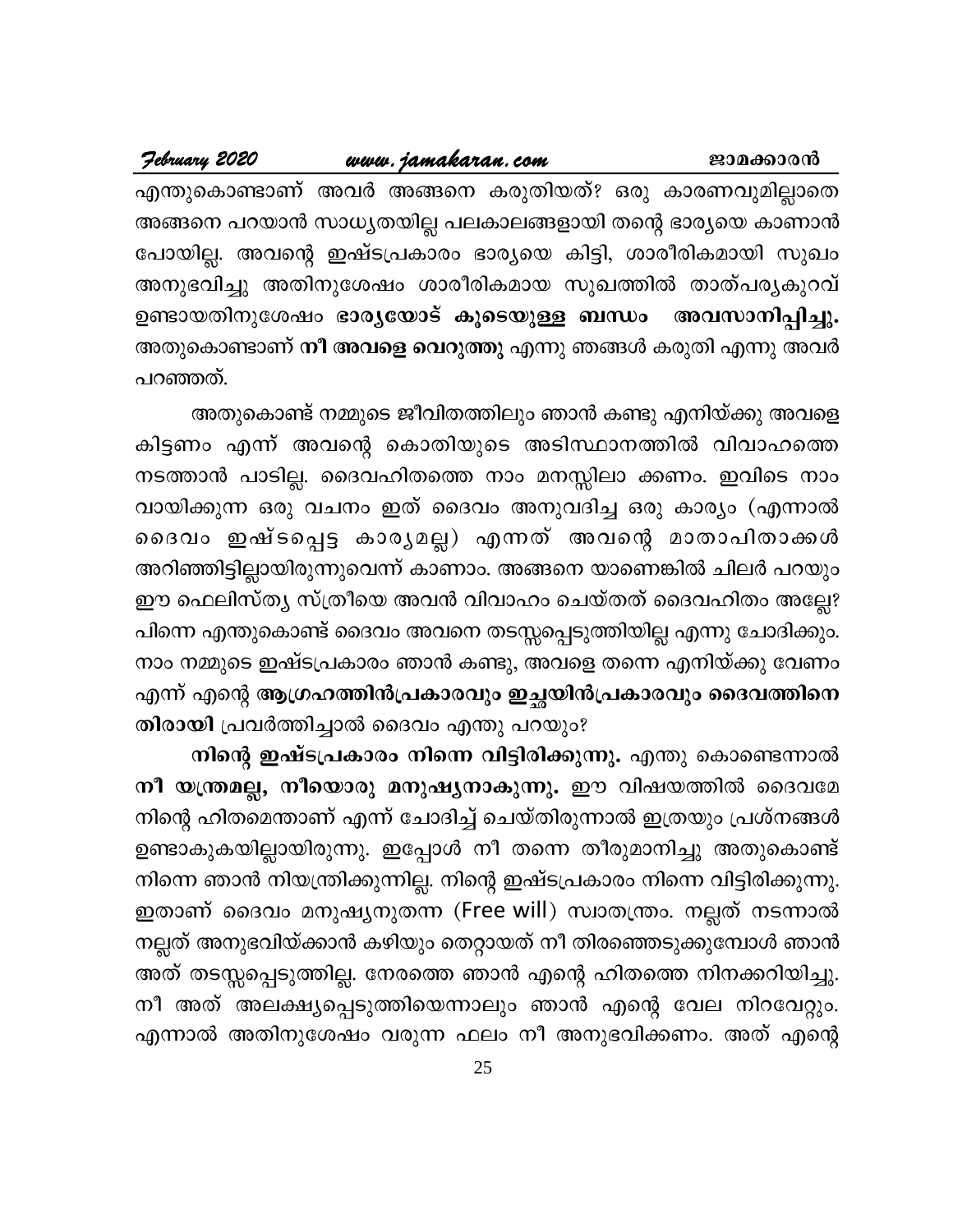എന്തുകൊണ്ടാണ് അവർ അങ്ങനെ കരുതിയത്? ഒരു കാരണവുമില്ലാതെ അങ്ങനെ പറയാൻ സാധ്യതയില്ല പലകാലങ്ങളായി തന്റെ ഭാര്യയെ കാണാൻ പോയില്ല. അവന്റെ ഇഷ്ടപ്രകാരം ഭാര്യയെ കിട്ടി, ശാരീരികമായി സുഖം അനുഭവിച്ചു അതിനുശേഷം ശാരീരികമായ സുഖത്തിൽ താത്പര്യകുറവ് ഉണ്ടായതിനുശേഷം **ഭാര്യയോട് കൂടെയുള്ള ബന്ധം അവസാനിപ്പിച്ചു.** അതുകൊണ്ടാണ് **നീ അവളെ വെറുത്തു** എന്നു ഞങ്ങൾ കരുതി എന്നു അവർ പറഞ്ഞത്.

അതുകൊണ്ട് നമ്മുടെ ജീവിതത്തിലും ഞാൻ കണ്ടു എനിയ്ക്കു അവളെ കിട്ടണം എന്ന് അവന്റെ കൊതിയുടെ അടിസ്ഥാനത്തിൽ വിവാഹത്തെ നടത്താൻ പാടില്ല. ദൈവഹിതത്തെ നാം മനസ്സിലാ ക്കണം. ഇവിടെ നാം വായിക്കുന്ന ഒരു വചനം ഇത് ദൈവം അനുവദിച്ച ഒരു കാര്യം (എന്നാൽ ദൈവം ഇഷ്ടപ്പെട്ട കാര്യമല്ല) എന്നത് അവന്റെ മാതാപിതാക്കൾ അറിഞ്ഞിട്ടില്ലായിരുന്നുവെന്ന് കാണാം. അങ്ങനെ യാണെങ്കിൽ ചിലർ പറയും ഈ ഫെലിസ്ത്യ സ്ത്രീയെ അവൻ വിവാഹം ചെയ്തത് ദൈവഹിതം അല്ലേ? പിന്നെ എന്തുകൊണ്ട് ദൈവം അവനെ തടസ്സപ്പെടുത്തിയില്ല എന്നു ചോദിക്കും. നാം നമ്മുടെ ഇഷ്ടപ്രകാരം ഞാൻ കണ്ടു, അവളെ തന്നെ എനിയ്ക്കു വേണം എന്ന് എന്റെ **ആഗ്രഹത്തിൻപ്രകാരവും ഇച്ഛയിൻപ്രകാരവും ദൈവത്തിനെ തിരായി** പ്രവർത്തിച്ചാൽ ദൈവം എന്തു പറയും?

**നിന്റെ ഇഷ്ടപ്രകാരം നിന്നെ വിട്ടിരിക്കുന്നു.** എന്തു കൊണ്ടെന്നാൽ **നീ യന്ത്രമല്ല, നീയൊരു മനുഷ്യനാകുന്നു.** ഈ വിഷയത്തിൽ ദൈവമേ നിന്റെ ഹിതമെന്താണ് എന്ന് ചോദിച്ച് ചെയ്തിരുന്നാൽ ഇത്രയും പ്രശ്നങ്ങൾ ഉണ്ടാകുകയില്ലായിരുന്നു. ഇപ്പോൾ നീ തന്നെ തീരുമാനിച്ചു അതുകൊണ്ട് നിന്നെ ഞാൻ നിയന്ത്രിക്കുന്നില്ല. നിന്റെ ഇഷ്ടപ്രകാരം നിന്നെ വിട്ടിരിക്കുന്നു. ഇതാണ് ദൈവം മനുഷ്യനുതന്ന (Free will) സ്വാതന്ത്രം. നല്ലത് നടന്നാൽ നല്ലത് അനുഭവിയ്ക്കാൻ കഴിയും തെറ്റായത് നീ തിരഞ്ഞെടുക്കുമ്പോൾ ഞാൻ അത് തടസ്സപ്പെടുത്തില്ല. നേരത്തെ ഞാൻ എന്റെ ഹിതത്തെ നിനക്കറിയിച്ചു. നീ അത് അലക്ഷ്യപ്പെടുത്തിയെന്നാലും ഞാൻ എന്റെ വേല നിറവേറ്റും. എന്നാൽ അതിനുശേഷം വരുന്ന ഫലം നീ അനുഭവിക്കണം. അത് എന്റെ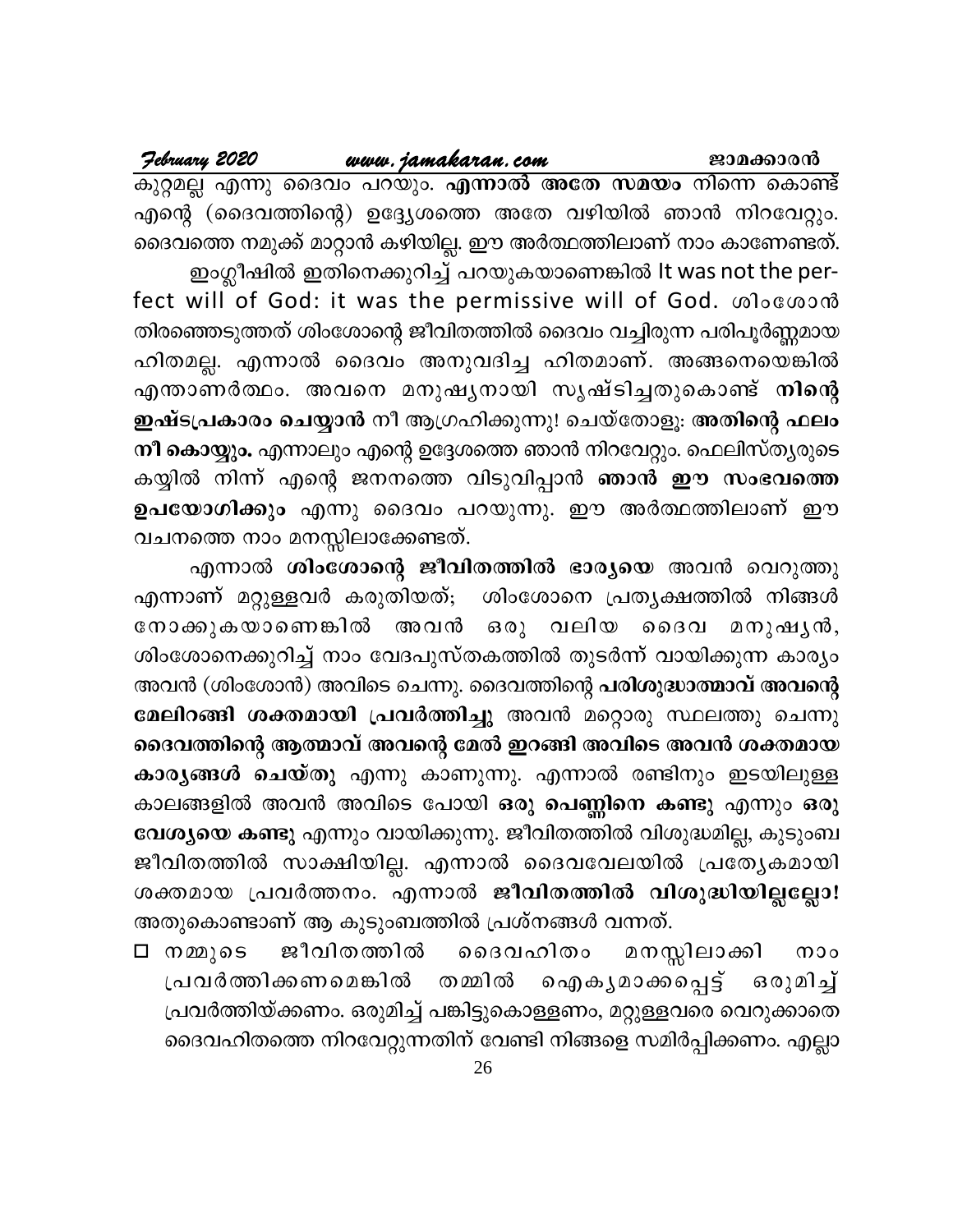കുറ്റമല്ല എന്നു ദൈവം പറയും. **എന്നാൽ അതേ സമയം** നിന്നെ കൊണ്ട് എന്റെ (ദൈവത്തിന്റെ) ഉദ്ദ്യേശത്തെ അതേ വഴിയിൽ ഞാൻ നിറവേറ്റും. ദൈവത്തെ നമുക്ക് മാറ്റാൻ കഴിയില്ല. ഈ അർത്ഥത്തിലാണ് നാം കാണേണ്ടത്.

ഇംഗ്ലീഷിൽ ഇതിനെക്കുറിച്ച് പറയുകയാണെങ്കിൽ It was not the perfect will of God: it was the permissive will of God. ശിംശോൻ തിരഞ്ഞെടുത്തത് ശിംശോന്റെ ജീവിതത്തിൽ ദൈവം വച്ചിരുന്ന പരിപൂർണ്ണമായ ഹിതമല്ല. എന്നാൽ ദൈവം അനുവദിച്ച ഹിതമാണ്. അങ്ങനെയെങ്കിൽ എന്താണർത്ഥം. അവനെ മനുഷ്യനായി സൃഷ്ടിച്ചതുകൊണ്ട് **നിന്റെ ഇഷ്ടപ്രകാരം ചെയ്യാൻ** നീ ആഗ്രഹിക്കുന്നു! ചെയ്തോളൂ: **അതിന്റെ ഫലം നീ കൊയ്യും.** എന്നാലും എന്റെ ഉദ്ദേശത്തെ ഞാൻ നിറവേറ്റും. ഫെലിസ്ത്യരുടെ കയ്യിൽ നിന്ന് എന്റെ ജനനത്തെ വിടുവിപ്പാൻ **ഞാൻ ഈ സംഭവത്തെ ഉപയോഗിക്കും** എന്നു ദൈവം പറയുന്നു. ഈ അർത്ഥത്തിലാണ് ഈ വചനത്തെ നാം മനസ്സിലാക്കേണ്ടത്.

എന്നാൽ **ശിംശോന്റെ ജീവിതത്തിൽ ഭാര്യയെ** അവൻ വെറുത്തു എന്നാണ് മറ്റുള്ളവർ കരുതിയത്; ശിംശോനെ പ്രത്യക്ഷത്തിൽ നിങ്ങൾ നോക്കുകയാണെങ്കിൽ അവൻ ഒരു വലിയ ദൈവ മനുഷ്യൻ, ശിംശോനെക്കുറിച്ച് നാം വേദപുസ്തകത്തിൽ തുടർന്ന് വായിക്കുന്ന കാര്യം അവൻ (ശിംശോൻ) അവിടെ ചെന്നു. ദൈവത്തിന്റെ **പരിശുദ്ധാത്മാവ് അവന്റെ മേലിറങ്ങി ശക്തമായി പ്രവർത്തിച്ചു** അവൻ മറ്റൊരു സ്ഥലത്തു ചെന്നു **ദൈവത്തിന്റെ ആത്മാവ് അവന്റെ മേൽ ഇറങ്ങി അവിടെ അവൻ ശക്തമായ കാര്യങ്ങൾ ചെയ്തു** എന്നു കാണുന്നു. എന്നാൽ രണ്ടിനും ഇടയിലുള്ള കാലങ്ങളിൽ അവൻ അവിടെ പോയി **ഒരു പെണ്ണിനെ കണ്ടു** എന്നും **ഒരു വേശ്യയെ കണ്ടു** എന്നും വായിക്കുന്നു. ജീവിതത്തിൽ വിശുദ്ധമില്ല, കുടുംബ ജീവിതത്തിൽ സാക്ഷിയില്ല. എന്നാൽ ദൈവവേലയിൽ പ്രത്യേകമായി ശക്തമായ പ്രവർത്തനം. എന്നാൽ **ജീവിതത്തിൽ വിശുദ്ധിയില്ലല്ലോ!** അതുകൊണ്ടാണ് ആ കുടുംബത്തിൽ പ്രശ്നങ്ങൾ വന്നത്.

- നമ്മുടെ ജീവിതത്തിൽ ദൈവഹിതം മനസ്സിലാക്കി നാം പ്രവർത്തിക്കണമെങ്കിൽ തമ്മിൽ ഐക്യമാക്കപ്പെട്ട് ഒരുമിച്ച് പ്രവർത്തിയ്ക്കണം. ഒരുമിച്ച് പങ്കിട്ടുകൊള്ളണം, മറ്റുള്ളവരെ വെറുക്കാതെ ദൈവഹിതത്തെ നിറവേറ്റുന്നതിന് വേണ്ടി നിങ്ങളെ സമിർപ്പിക്കണം. എല്ലാ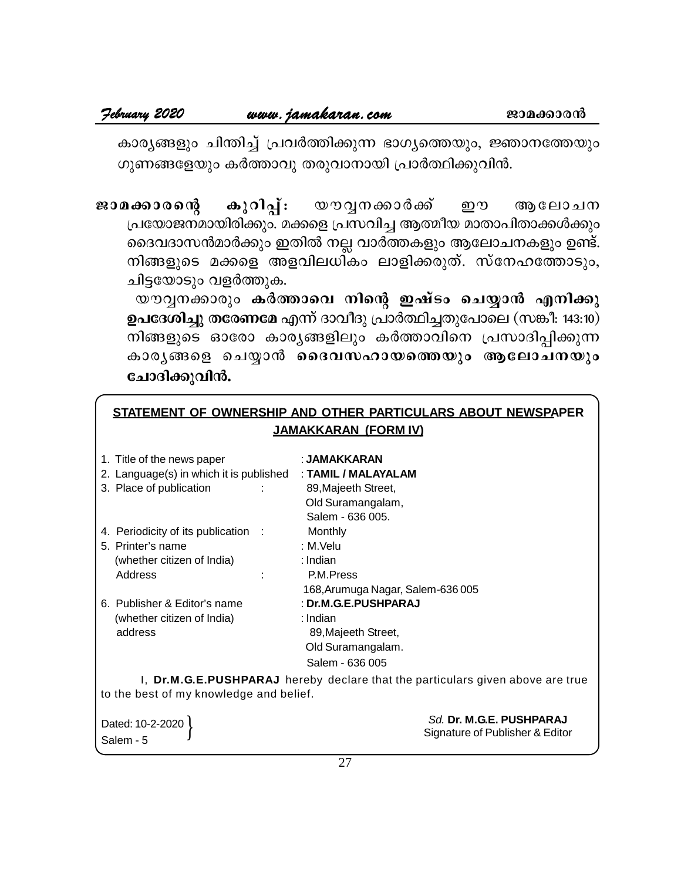കാര്യങ്ങളും ചിന്തിച്ച് പ്രവർത്തിക്കുന്ന ഭാഗ്യത്തെയും, ജ്ഞാനത്തേയും ഗുണങ്ങളേയും കർത്താവു തരുവാനായി പ്രാർത്ഥിക്കുവിൻ.

**ജാമക്കാരന്റെ കുറിപ്പ്:** യൗവ്വനക്കാർക്ക് ഈ ആലോചന പ്രയോജനമായിരിക്കും. മക്കളെ പ്രസവിച്ച ആത്മീയ മാതാപിതാക്കൾക്കും ദൈവദാസൻമാർക്കും ഇതിൽ നല്ല വാർത്തകളും ആലോചനകളും ഉണ്ട്. നിങ്ങളുടെ മക്കളെ അളവിലധികം ലാളിക്കരുത്. സ്നേഹത്തോടും, ചിട്ടയോടും വളർത്തുക.

യൗവ്വനക്കാരും **കർത്താവെ നിന്റെ ഇഷ്ടം ചെയ്യാൻ എനിക്കു ഉപദേശിച്ചു തരേണമേ** എന്ന് ദാവീദു പ്രാർത്ഥിച്ചതുപോലെ (സങ്കീ: 143:10) നിങ്ങളുടെ ഓരോ കാര്യങ്ങളിലും കർത്താവിനെ പ്രസാദിപ്പിക്കുന്ന കാര്യങ്ങളെ ചെയ്യാൻ **ദൈവസഹായത്തെയും ആലോചനയും ചോദിക്കുവിൻ.**

**STATEMENT OF OWNERSHIP AND OTHER PARTICULARS ABOUT NEWSPAPER JAMAKKARAN (FORM IV)**

1. Title of the news paper : **JAMAKKARAN**
2. Language(s) in which it is published : **TAMIL / MALAYALAM**
3. Place of publication : 89,Majeeth Street, Old Suramangalam, Salem - 636 005.
4. Periodicity of its publication : Monthly
5. Printer's name : M.Velu
   (whether citizen of India) : Indian
   Address : P.M.Press, 168,Arumuga Nagar, Salem-636 005
6. Publisher & Editor's name : **Dr.M.G.E.PUSHPARAJ**
   (whether citizen of India) : Indian
   address : 89,Majeeth Street, Old Suramangalam. Salem - 636 005

I, **Dr.M.G.E.PUSHPARAJ** hereby declare that the particulars given above are true to the best of my knowledge and belief.

Dated: 10-2-2020
Salem - 5

*Sd.* **Dr. M.G.E. PUSHPARAJ**
Signature of Publisher & Editor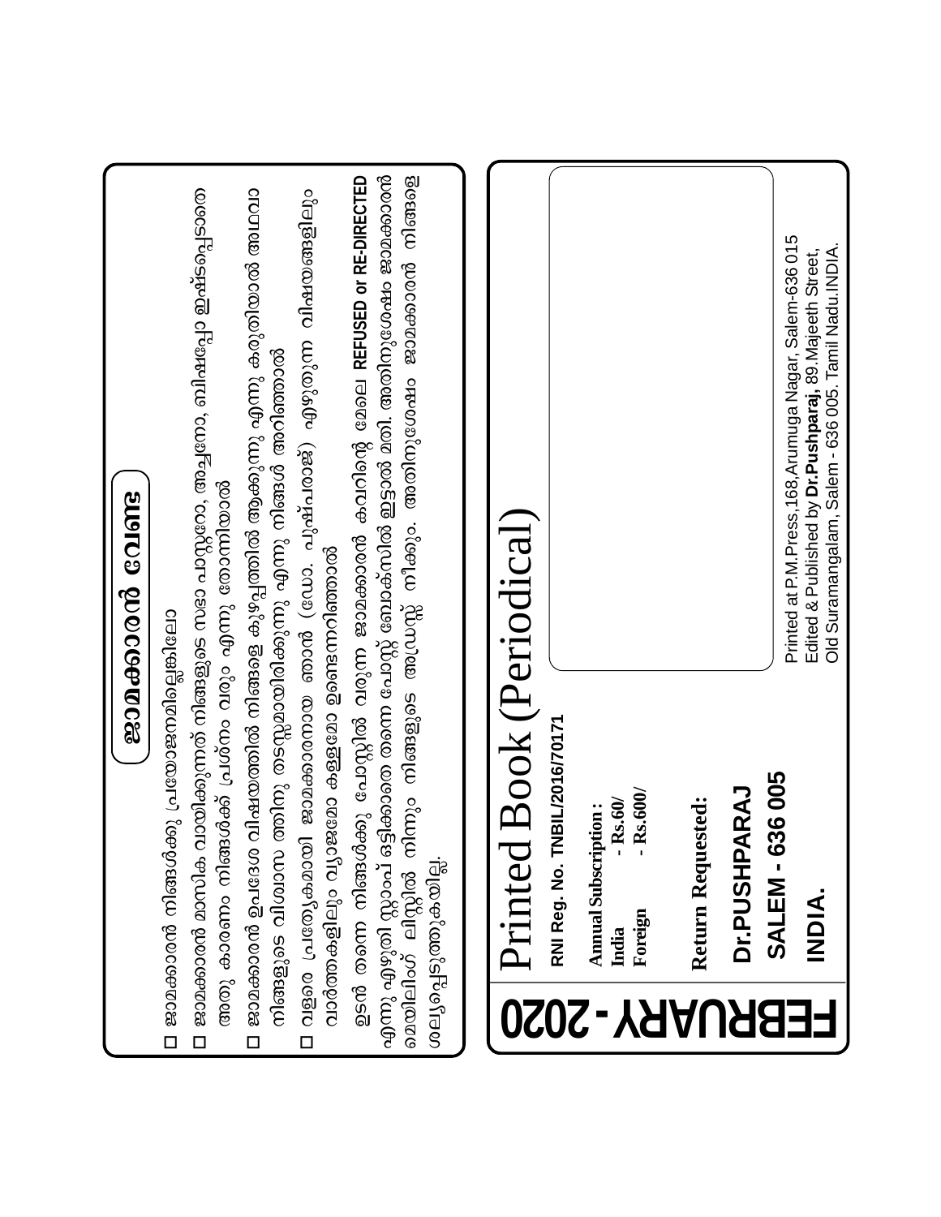## ജാമക്കാരൻ വേണ്ട

- ജാമക്കാരൻ നിങ്ങൾക്കു പ്രയോജനമില്ലെങ്കിലോ
- ജാമക്കാരൻ മാസിക വായിക്കുന്നത് നിങ്ങളുടെ സഭാ പാസ്റ്ററോ, അപ്പനോ, ബിഷപ്പോ ഇഷ്ടപ്പെടാതെ അതു കാരണം നിങ്ങൾക്ക് പ്രശ്നം വരും എന്നു തോന്നിയാൽ
- ജാമക്കാരൻ ഉപദേശ വിഷയത്തിൽ നിങ്ങളെ കുഴപ്പത്തിൽ ആക്കുന്നു എന്നു കരുതിയാൽ അഥവാ നിങ്ങളുടെ വിശ്വാസ ജീവിതത്തിനു തടസ്സമായിരിക്കുന്നു എന്നു നിങ്ങൾ അറിഞ്ഞാൽ
- വളരെ പ്രത്യേകമായി ജാമക്കാരനായ ഞാൻ (ഡോ. പുഷ്പരാജ്) എഴുതുന്ന വിഷയങ്ങളിലും വാർത്തകളിലും വ്യാജമോ കള്ളമോ ഉണ്ടെന്നറിഞ്ഞാൽ

ഉടൻ തന്നെ നിങ്ങൾക്കു പോസ്റ്റിൽ വരുന്ന ജാമക്കാരൻ കവറിന്റെ മേലെ **REFUSED or RE-DIRECTED** എന്നു എഴുതി സ്റ്റാമ്പ് ഒട്ടിക്കാതെ തന്നെ പോസ്റ്റ് ബോക്സിൽ ഇട്ടാൽ മതി. അതിനുശേഷം ജാമക്കാരൻ മെയിലിംഗ് ലിസ്റ്റിൽ നിന്നും നിങ്ങളുടെ അഡ്രസ്സ് നീക്കും. അതിനുശേഷം ജാമക്കാരൻ നിങ്ങളെ ശല്യപ്പെടുത്തുകയില്ല.

# FEBRUARY - 2020

## Printed Book (Periodical)

**RNI Reg. No. TNBIL/2016/70171**

**Annual Subscription :**
**India - Rs.60/**
**Foreign - Rs.600/**

**Return Requested:**

**Dr.PUSHPARAJ**
**SALEM - 636 005**
**INDIA.**

Printed at P.M.Press,168,Arumuga Nagar, Salem-636 015
Edited & Published by **Dr.Pushparaj**, 89,Majeeth Street,
Old Suramangalam, Salem - 636 005. Tamil Nadu.INDIA.